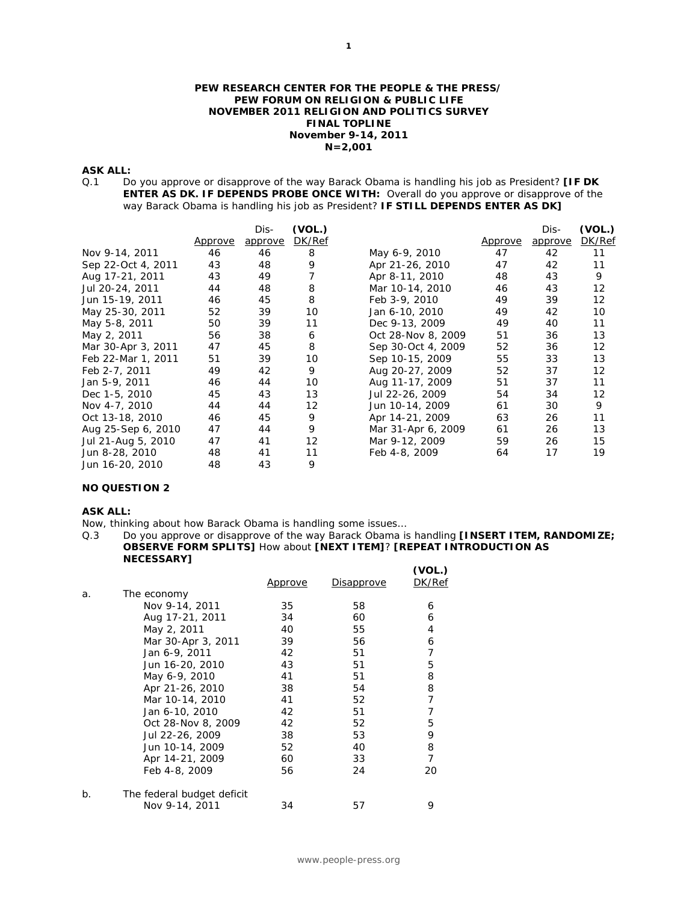**PEW RESEARCH CENTER FOR THE PEOPLE & THE PRESS/**
**PEW FORUM ON RELIGION & PUBLIC LIFE**
**NOVEMBER 2011 RELIGION AND POLITICS SURVEY**
**FINAL TOPLINE**
**November 9-14, 2011**
**N=2,001**

**ASK ALL:**

Q.1 Do you approve or disapprove of the way Barack Obama is handling his job as President? **[IF DK ENTER AS DK. IF DEPENDS PROBE ONCE WITH:** Overall do you approve or disapprove of the way Barack Obama is handling his job as President? **IF STILL DEPENDS ENTER AS DK]**

| | Approve | Dis-approve | (VOL.) DK/Ref |
|---|---|---|---|
| Nov 9-14, 2011 | 46 | 46 | 8 |
| Sep 22-Oct 4, 2011 | 43 | 48 | 9 |
| Aug 17-21, 2011 | 43 | 49 | 7 |
| Jul 20-24, 2011 | 44 | 48 | 8 |
| Jun 15-19, 2011 | 46 | 45 | 8 |
| May 25-30, 2011 | 52 | 39 | 10 |
| May 5-8, 2011 | 50 | 39 | 11 |
| May 2, 2011 | 56 | 38 | 6 |
| Mar 30-Apr 3, 2011 | 47 | 45 | 8 |
| Feb 22-Mar 1, 2011 | 51 | 39 | 10 |
| Feb 2-7, 2011 | 49 | 42 | 9 |
| Jan 5-9, 2011 | 46 | 44 | 10 |
| Dec 1-5, 2010 | 45 | 43 | 13 |
| Nov 4-7, 2010 | 44 | 44 | 12 |
| Oct 13-18, 2010 | 46 | 45 | 9 |
| Aug 25-Sep 6, 2010 | 47 | 44 | 9 |
| Jul 21-Aug 5, 2010 | 47 | 41 | 12 |
| Jun 8-28, 2010 | 48 | 41 | 11 |
| Jun 16-20, 2010 | 48 | 43 | 9 |
| May 6-9, 2010 | 47 | 42 | 11 |
| Apr 21-26, 2010 | 47 | 42 | 11 |
| Apr 8-11, 2010 | 48 | 43 | 9 |
| Mar 10-14, 2010 | 46 | 43 | 12 |
| Feb 3-9, 2010 | 49 | 39 | 12 |
| Jan 6-10, 2010 | 49 | 42 | 10 |
| Dec 9-13, 2009 | 49 | 40 | 11 |
| Oct 28-Nov 8, 2009 | 51 | 36 | 13 |
| Sep 30-Oct 4, 2009 | 52 | 36 | 12 |
| Sep 10-15, 2009 | 55 | 33 | 13 |
| Aug 20-27, 2009 | 52 | 37 | 12 |
| Aug 11-17, 2009 | 51 | 37 | 11 |
| Jul 22-26, 2009 | 54 | 34 | 12 |
| Jun 10-14, 2009 | 61 | 30 | 9 |
| Apr 14-21, 2009 | 63 | 26 | 11 |
| Mar 31-Apr 6, 2009 | 61 | 26 | 13 |
| Mar 9-12, 2009 | 59 | 26 | 15 |
| Feb 4-8, 2009 | 64 | 17 | 19 |

**NO QUESTION 2**

**ASK ALL:**

Now, thinking about how Barack Obama is handling some issues…

Q.3 Do you approve or disapprove of the way Barack Obama is handling **[INSERT ITEM, RANDOMIZE; OBSERVE FORM SPLITS]** How about **[NEXT ITEM]**? **[REPEAT INTRODUCTION AS NECESSARY]**

| | | Approve | Disapprove | (VOL.) DK/Ref |
|---|---|---|---|---|
| a. | The economy | | | |
| | Nov 9-14, 2011 | 35 | 58 | 6 |
| | Aug 17-21, 2011 | 34 | 60 | 6 |
| | May 2, 2011 | 40 | 55 | 4 |
| | Mar 30-Apr 3, 2011 | 39 | 56 | 6 |
| | Jan 6-9, 2011 | 42 | 51 | 7 |
| | Jun 16-20, 2010 | 43 | 51 | 5 |
| | May 6-9, 2010 | 41 | 51 | 8 |
| | Apr 21-26, 2010 | 38 | 54 | 8 |
| | Mar 10-14, 2010 | 41 | 52 | 7 |
| | Jan 6-10, 2010 | 42 | 51 | 7 |
| | Oct 28-Nov 8, 2009 | 42 | 52 | 5 |
| | Jul 22-26, 2009 | 38 | 53 | 9 |
| | Jun 10-14, 2009 | 52 | 40 | 8 |
| | Apr 14-21, 2009 | 60 | 33 | 7 |
| | Feb 4-8, 2009 | 56 | 24 | 20 |
| b. | The federal budget deficit | | | |
| | Nov 9-14, 2011 | 34 | 57 | 9 |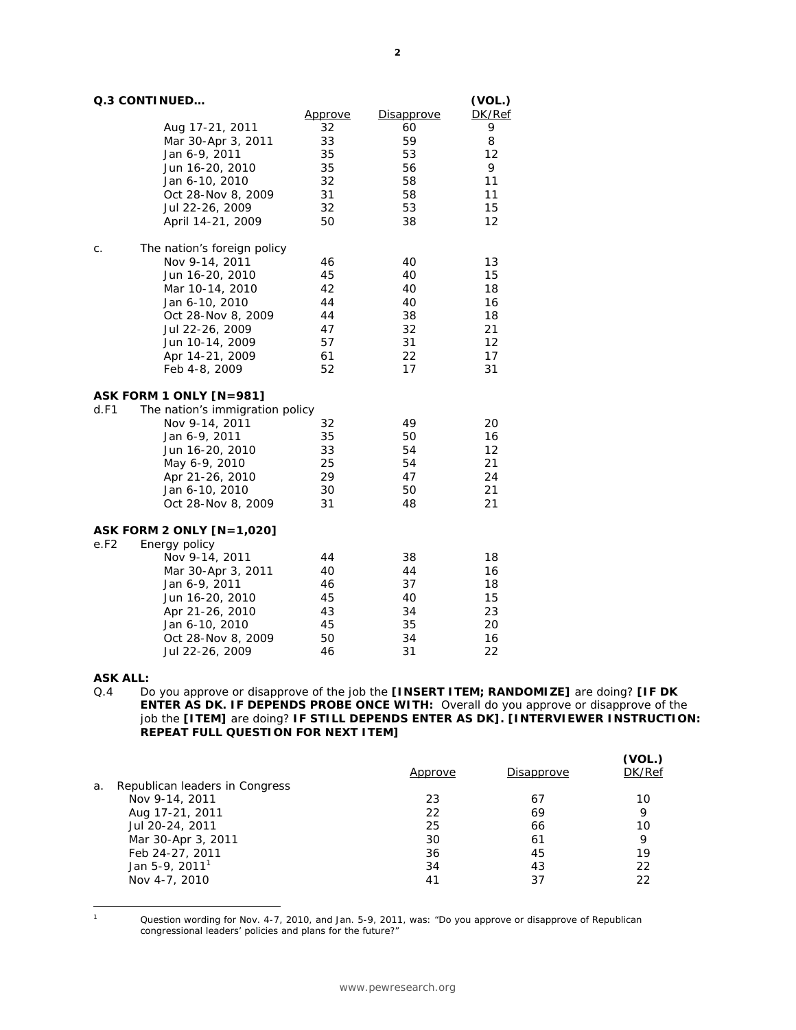**Q.3 CONTINUED…**

| | | Approve | Disapprove | (VOL.) DK/Ref |
|---|---|---|---|---|
| | Aug 17-21, 2011 | 32 | 60 | 9 |
| | Mar 30-Apr 3, 2011 | 33 | 59 | 8 |
| | Jan 6-9, 2011 | 35 | 53 | 12 |
| | Jun 16-20, 2010 | 35 | 56 | 9 |
| | Jan 6-10, 2010 | 32 | 58 | 11 |
| | Oct 28-Nov 8, 2009 | 31 | 58 | 11 |
| | Jul 22-26, 2009 | 32 | 53 | 15 |
| | April 14-21, 2009 | 50 | 38 | 12 |
| c. | The nation's foreign policy | | | |
| | Nov 9-14, 2011 | 46 | 40 | 13 |
| | Jun 16-20, 2010 | 45 | 40 | 15 |
| | Mar 10-14, 2010 | 42 | 40 | 18 |
| | Jan 6-10, 2010 | 44 | 40 | 16 |
| | Oct 28-Nov 8, 2009 | 44 | 38 | 18 |
| | Jul 22-26, 2009 | 47 | 32 | 21 |
| | Jun 10-14, 2009 | 57 | 31 | 12 |
| | Apr 14-21, 2009 | 61 | 22 | 17 |
| | Feb 4-8, 2009 | 52 | 17 | 31 |
| **ASK FORM 1 ONLY [N=981]** | | | | |
| d.F1 | The nation's immigration policy | | | |
| | Nov 9-14, 2011 | 32 | 49 | 20 |
| | Jan 6-9, 2011 | 35 | 50 | 16 |
| | Jun 16-20, 2010 | 33 | 54 | 12 |
| | May 6-9, 2010 | 25 | 54 | 21 |
| | Apr 21-26, 2010 | 29 | 47 | 24 |
| | Jan 6-10, 2010 | 30 | 50 | 21 |
| | Oct 28-Nov 8, 2009 | 31 | 48 | 21 |
| **ASK FORM 2 ONLY [N=1,020]** | | | | |
| e.F2 | Energy policy | | | |
| | Nov 9-14, 2011 | 44 | 38 | 18 |
| | Mar 30-Apr 3, 2011 | 40 | 44 | 16 |
| | Jan 6-9, 2011 | 46 | 37 | 18 |
| | Jun 16-20, 2010 | 45 | 40 | 15 |
| | Apr 21-26, 2010 | 43 | 34 | 23 |
| | Jan 6-10, 2010 | 45 | 35 | 20 |
| | Oct 28-Nov 8, 2009 | 50 | 34 | 16 |
| | Jul 22-26, 2009 | 46 | 31 | 22 |

**ASK ALL:**

Q.4 Do you approve or disapprove of the job the **[INSERT ITEM; RANDOMIZE]** are doing? **[IF DK ENTER AS DK. IF DEPENDS PROBE ONCE WITH:** Overall do you approve or disapprove of the job the **[ITEM]** are doing? **IF STILL DEPENDS ENTER AS DK]. [INTERVIEWER INSTRUCTION: REPEAT FULL QUESTION FOR NEXT ITEM]**

| | Approve | Disapprove | (VOL.) DK/Ref |
|---|---|---|---|
| a. Republican leaders in Congress | | | |
| Nov 9-14, 2011 | 23 | 67 | 10 |
| Aug 17-21, 2011 | 22 | 69 | 9 |
| Jul 20-24, 2011 | 25 | 66 | 10 |
| Mar 30-Apr 3, 2011 | 30 | 61 | 9 |
| Feb 24-27, 2011 | 36 | 45 | 19 |
| Jan 5-9, 2011[1] | 34 | 43 | 22 |
| Nov 4-7, 2010 | 41 | 37 | 22 |

[1] Question wording for Nov. 4-7, 2010, and Jan. 5-9, 2011, was: "Do you approve or disapprove of Republican congressional leaders' policies and plans for the future?"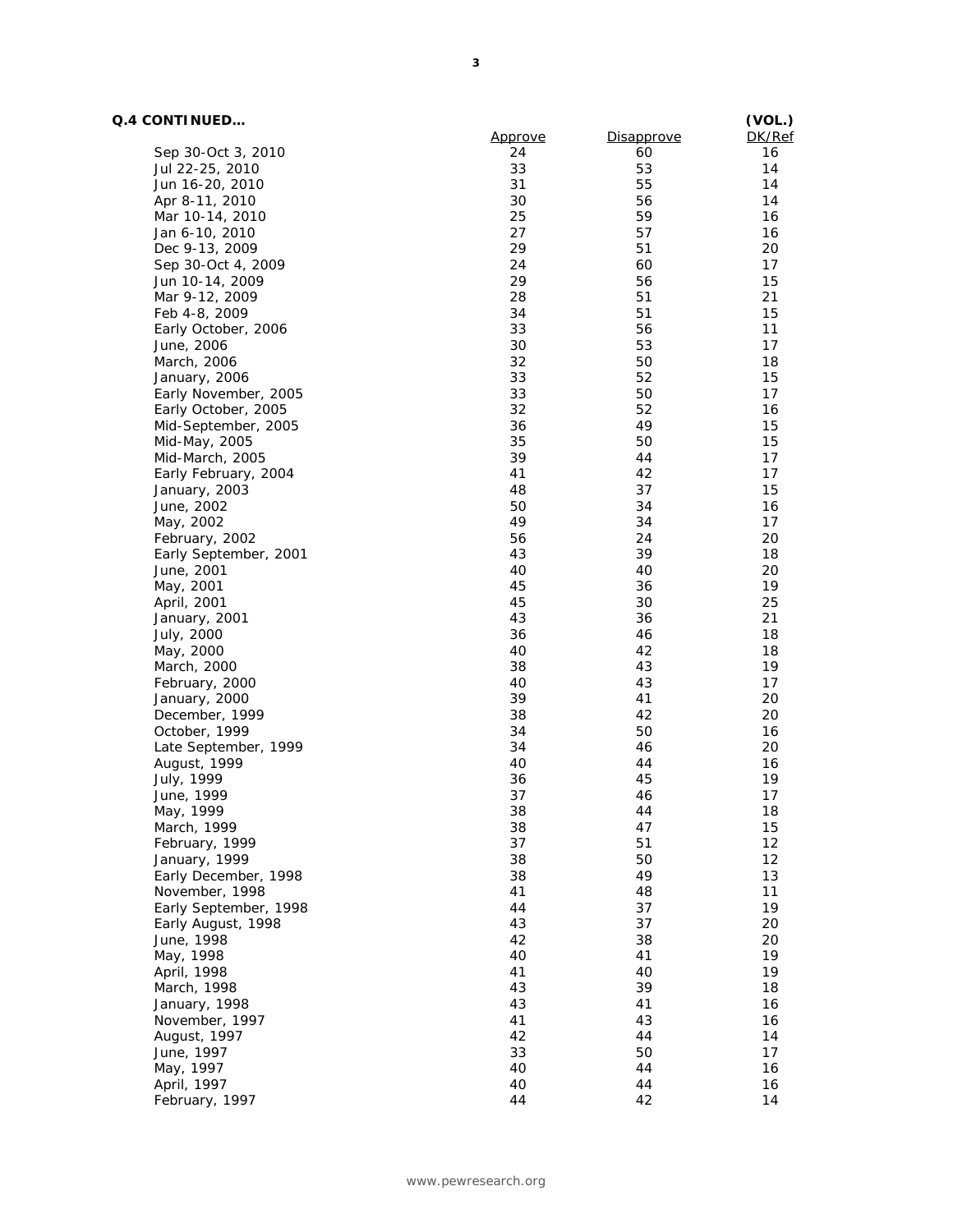**Q.4 CONTINUED…**

| | Approve | Disapprove | (VOL.) DK/Ref |
|---|---|---|---|
| Sep 30-Oct 3, 2010 | 24 | 60 | 16 |
| Jul 22-25, 2010 | 33 | 53 | 14 |
| Jun 16-20, 2010 | 31 | 55 | 14 |
| Apr 8-11, 2010 | 30 | 56 | 14 |
| Mar 10-14, 2010 | 25 | 59 | 16 |
| Jan 6-10, 2010 | 27 | 57 | 16 |
| Dec 9-13, 2009 | 29 | 51 | 20 |
| Sep 30-Oct 4, 2009 | 24 | 60 | 17 |
| Jun 10-14, 2009 | 29 | 56 | 15 |
| Mar 9-12, 2009 | 28 | 51 | 21 |
| Feb 4-8, 2009 | 34 | 51 | 15 |
| Early October, 2006 | 33 | 56 | 11 |
| June, 2006 | 30 | 53 | 17 |
| March, 2006 | 32 | 50 | 18 |
| January, 2006 | 33 | 52 | 15 |
| Early November, 2005 | 33 | 50 | 17 |
| Early October, 2005 | 32 | 52 | 16 |
| Mid-September, 2005 | 36 | 49 | 15 |
| Mid-May, 2005 | 35 | 50 | 15 |
| Mid-March, 2005 | 39 | 44 | 17 |
| Early February, 2004 | 41 | 42 | 17 |
| January, 2003 | 48 | 37 | 15 |
| June, 2002 | 50 | 34 | 16 |
| May, 2002 | 49 | 34 | 17 |
| February, 2002 | 56 | 24 | 20 |
| Early September, 2001 | 43 | 39 | 18 |
| June, 2001 | 40 | 40 | 20 |
| May, 2001 | 45 | 36 | 19 |
| April, 2001 | 45 | 30 | 25 |
| January, 2001 | 43 | 36 | 21 |
| July, 2000 | 36 | 46 | 18 |
| May, 2000 | 40 | 42 | 18 |
| March, 2000 | 38 | 43 | 19 |
| February, 2000 | 40 | 43 | 17 |
| January, 2000 | 39 | 41 | 20 |
| December, 1999 | 38 | 42 | 20 |
| October, 1999 | 34 | 50 | 16 |
| Late September, 1999 | 34 | 46 | 20 |
| August, 1999 | 40 | 44 | 16 |
| July, 1999 | 36 | 45 | 19 |
| June, 1999 | 37 | 46 | 17 |
| May, 1999 | 38 | 44 | 18 |
| March, 1999 | 38 | 47 | 15 |
| February, 1999 | 37 | 51 | 12 |
| January, 1999 | 38 | 50 | 12 |
| Early December, 1998 | 38 | 49 | 13 |
| November, 1998 | 41 | 48 | 11 |
| Early September, 1998 | 44 | 37 | 19 |
| Early August, 1998 | 43 | 37 | 20 |
| June, 1998 | 42 | 38 | 20 |
| May, 1998 | 40 | 41 | 19 |
| April, 1998 | 41 | 40 | 19 |
| March, 1998 | 43 | 39 | 18 |
| January, 1998 | 43 | 41 | 16 |
| November, 1997 | 41 | 43 | 16 |
| August, 1997 | 42 | 44 | 14 |
| June, 1997 | 33 | 50 | 17 |
| May, 1997 | 40 | 44 | 16 |
| April, 1997 | 40 | 44 | 16 |
| February, 1997 | 44 | 42 | 14 |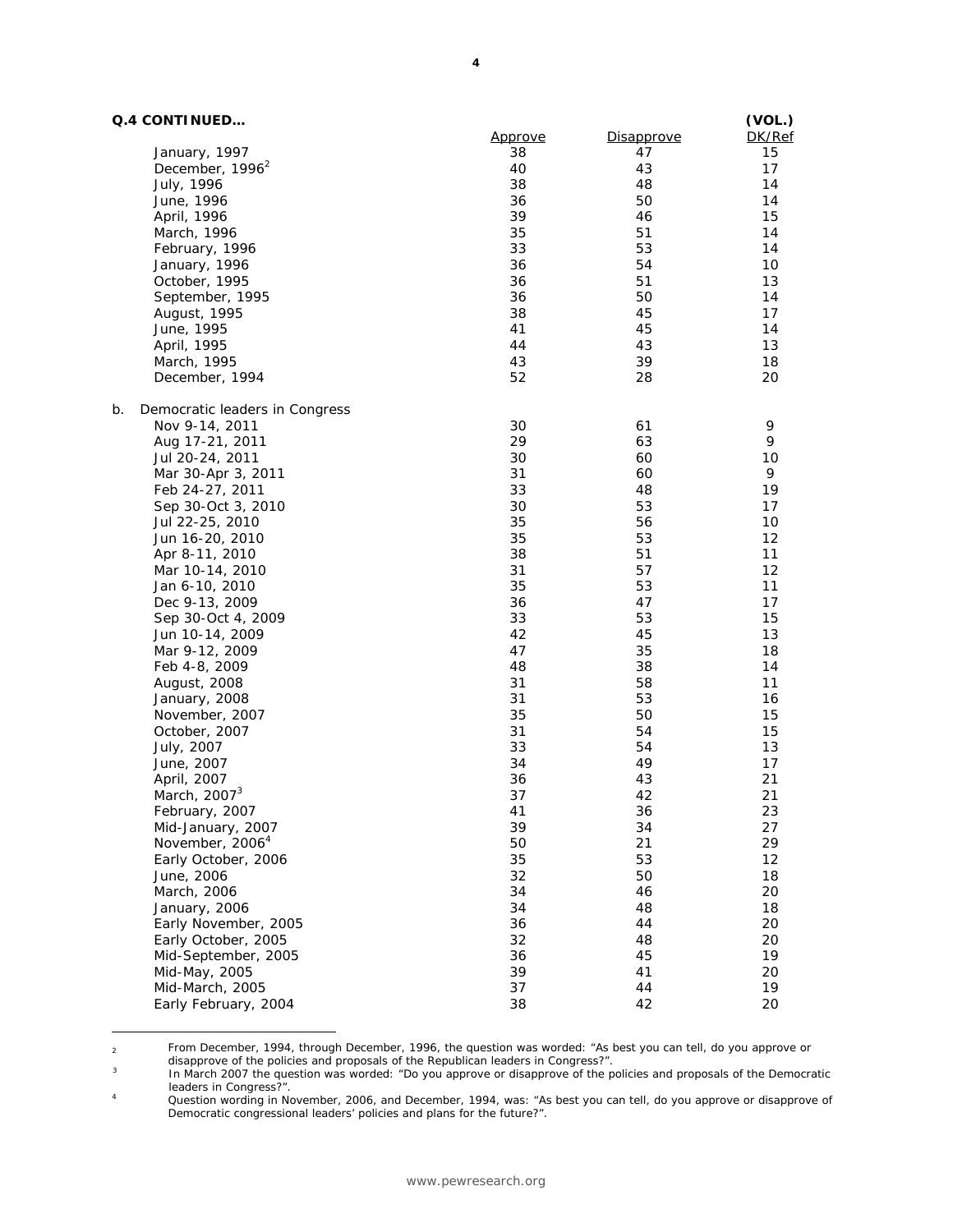**Q.4 CONTINUED…**

| | Approve | Disapprove | (VOL.) DK/Ref |
|---|---|---|---|
| January, 1997 | 38 | 47 | 15 |
| December, 1996[2] | 40 | 43 | 17 |
| July, 1996 | 38 | 48 | 14 |
| June, 1996 | 36 | 50 | 14 |
| April, 1996 | 39 | 46 | 15 |
| March, 1996 | 35 | 51 | 14 |
| February, 1996 | 33 | 53 | 14 |
| January, 1996 | 36 | 54 | 10 |
| October, 1995 | 36 | 51 | 13 |
| September, 1995 | 36 | 50 | 14 |
| August, 1995 | 38 | 45 | 17 |
| June, 1995 | 41 | 45 | 14 |
| April, 1995 | 44 | 43 | 13 |
| March, 1995 | 43 | 39 | 18 |
| December, 1994 | 52 | 28 | 20 |
| **b. Democratic leaders in Congress** | | | |
| Nov 9-14, 2011 | 30 | 61 | 9 |
| Aug 17-21, 2011 | 29 | 63 | 9 |
| Jul 20-24, 2011 | 30 | 60 | 10 |
| Mar 30-Apr 3, 2011 | 31 | 60 | 9 |
| Feb 24-27, 2011 | 33 | 48 | 19 |
| Sep 30-Oct 3, 2010 | 30 | 53 | 17 |
| Jul 22-25, 2010 | 35 | 56 | 10 |
| Jun 16-20, 2010 | 35 | 53 | 12 |
| Apr 8-11, 2010 | 38 | 51 | 11 |
| Mar 10-14, 2010 | 31 | 57 | 12 |
| Jan 6-10, 2010 | 35 | 53 | 11 |
| Dec 9-13, 2009 | 36 | 47 | 17 |
| Sep 30-Oct 4, 2009 | 33 | 53 | 15 |
| Jun 10-14, 2009 | 42 | 45 | 13 |
| Mar 9-12, 2009 | 47 | 35 | 18 |
| Feb 4-8, 2009 | 48 | 38 | 14 |
| August, 2008 | 31 | 58 | 11 |
| January, 2008 | 31 | 53 | 16 |
| November, 2007 | 35 | 50 | 15 |
| October, 2007 | 31 | 54 | 15 |
| July, 2007 | 33 | 54 | 13 |
| June, 2007 | 34 | 49 | 17 |
| April, 2007 | 36 | 43 | 21 |
| March, 2007[3] | 37 | 42 | 21 |
| February, 2007 | 41 | 36 | 23 |
| Mid-January, 2007 | 39 | 34 | 27 |
| November, 2006[4] | 50 | 21 | 29 |
| Early October, 2006 | 35 | 53 | 12 |
| June, 2006 | 32 | 50 | 18 |
| March, 2006 | 34 | 46 | 20 |
| January, 2006 | 34 | 48 | 18 |
| Early November, 2005 | 36 | 44 | 20 |
| Early October, 2005 | 32 | 48 | 20 |
| Mid-September, 2005 | 36 | 45 | 19 |
| Mid-May, 2005 | 39 | 41 | 20 |
| Mid-March, 2005 | 37 | 44 | 19 |
| Early February, 2004 | 38 | 42 | 20 |

---

[2] From December, 1994, through December, 1996, the question was worded: "As best you can tell, do you approve or disapprove of the policies and proposals of the Republican leaders in Congress?".

[3] In March 2007 the question was worded: "Do you approve or disapprove of the policies and proposals of the Democratic leaders in Congress?".

[4] Question wording in November, 2006, and December, 1994, was: "As best you can tell, do you approve or disapprove of Democratic congressional leaders' policies and plans for the future?".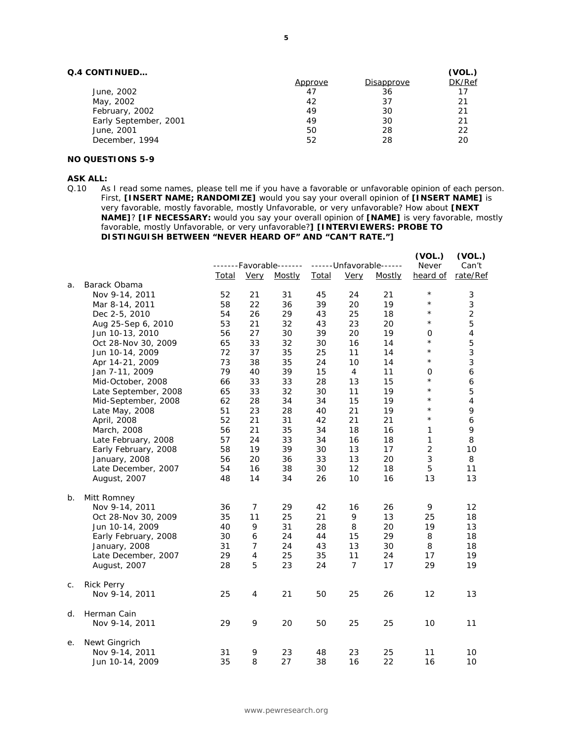**Q.4 CONTINUED…**

| | Approve | Disapprove | (VOL.) DK/Ref |
|---|---|---|---|
| June, 2002 | 47 | 36 | 17 |
| May, 2002 | 42 | 37 | 21 |
| February, 2002 | 49 | 30 | 21 |
| Early September, 2001 | 49 | 30 | 21 |
| June, 2001 | 50 | 28 | 22 |
| December, 1994 | 52 | 28 | 20 |

**NO QUESTIONS 5-9**

**ASK ALL:**

Q.10 As I read some names, please tell me if you have a favorable or unfavorable opinion of each person. First, **[INSERT NAME; RANDOMIZE]** would you say your overall opinion of **[INSERT NAME]** is very favorable, mostly favorable, mostly Unfavorable, or very unfavorable? How about **[NEXT NAME]**? **[IF NECESSARY:** would you say your overall opinion of **[NAME]** is very favorable, mostly favorable, mostly Unfavorable, or very unfavorable?**] [INTERVIEWERS: PROBE TO DISTINGUISH BETWEEN "NEVER HEARD OF" AND "CAN'T RATE."]**

| | -------Favorable------- | | | ------Unfavorable------ | | | (VOL.) Never | (VOL.) Can't |
|---|---|---|---|---|---|---|---|---|
| | Total | Very | Mostly | Total | Very | Mostly | heard of | rate/Ref |
| a. Barack Obama | | | | | | | | |
| Nov 9-14, 2011 | 52 | 21 | 31 | 45 | 24 | 21 | * | 3 |
| Mar 8-14, 2011 | 58 | 22 | 36 | 39 | 20 | 19 | * | 3 |
| Dec 2-5, 2010 | 54 | 26 | 29 | 43 | 25 | 18 | * | 2 |
| Aug 25-Sep 6, 2010 | 53 | 21 | 32 | 43 | 23 | 20 | * | 5 |
| Jun 10-13, 2010 | 56 | 27 | 30 | 39 | 20 | 19 | 0 | 4 |
| Oct 28-Nov 30, 2009 | 65 | 33 | 32 | 30 | 16 | 14 | * | 5 |
| Jun 10-14, 2009 | 72 | 37 | 35 | 25 | 11 | 14 | * | 3 |
| Apr 14-21, 2009 | 73 | 38 | 35 | 24 | 10 | 14 | * | 3 |
| Jan 7-11, 2009 | 79 | 40 | 39 | 15 | 4 | 11 | 0 | 6 |
| Mid-October, 2008 | 66 | 33 | 33 | 28 | 13 | 15 | * | 6 |
| Late September, 2008 | 65 | 33 | 32 | 30 | 11 | 19 | * | 5 |
| Mid-September, 2008 | 62 | 28 | 34 | 34 | 15 | 19 | * | 4 |
| Late May, 2008 | 51 | 23 | 28 | 40 | 21 | 19 | * | 9 |
| April, 2008 | 52 | 21 | 31 | 42 | 21 | 21 | * | 6 |
| March, 2008 | 56 | 21 | 35 | 34 | 18 | 16 | 1 | 9 |
| Late February, 2008 | 57 | 24 | 33 | 34 | 16 | 18 | 1 | 8 |
| Early February, 2008 | 58 | 19 | 39 | 30 | 13 | 17 | 2 | 10 |
| January, 2008 | 56 | 20 | 36 | 33 | 13 | 20 | 3 | 8 |
| Late December, 2007 | 54 | 16 | 38 | 30 | 12 | 18 | 5 | 11 |
| August, 2007 | 48 | 14 | 34 | 26 | 10 | 16 | 13 | 13 |
| b. Mitt Romney | | | | | | | | |
| Nov 9-14, 2011 | 36 | 7 | 29 | 42 | 16 | 26 | 9 | 12 |
| Oct 28-Nov 30, 2009 | 35 | 11 | 25 | 21 | 9 | 13 | 25 | 18 |
| Jun 10-14, 2009 | 40 | 9 | 31 | 28 | 8 | 20 | 19 | 13 |
| Early February, 2008 | 30 | 6 | 24 | 44 | 15 | 29 | 8 | 18 |
| January, 2008 | 31 | 7 | 24 | 43 | 13 | 30 | 8 | 18 |
| Late December, 2007 | 29 | 4 | 25 | 35 | 11 | 24 | 17 | 19 |
| August, 2007 | 28 | 5 | 23 | 24 | 7 | 17 | 29 | 19 |
| c. Rick Perry | | | | | | | | |
| Nov 9-14, 2011 | 25 | 4 | 21 | 50 | 25 | 26 | 12 | 13 |
| d. Herman Cain | | | | | | | | |
| Nov 9-14, 2011 | 29 | 9 | 20 | 50 | 25 | 25 | 10 | 11 |
| e. Newt Gingrich | | | | | | | | |
| Nov 9-14, 2011 | 31 | 9 | 23 | 48 | 23 | 25 | 11 | 10 |
| Jun 10-14, 2009 | 35 | 8 | 27 | 38 | 16 | 22 | 16 | 10 |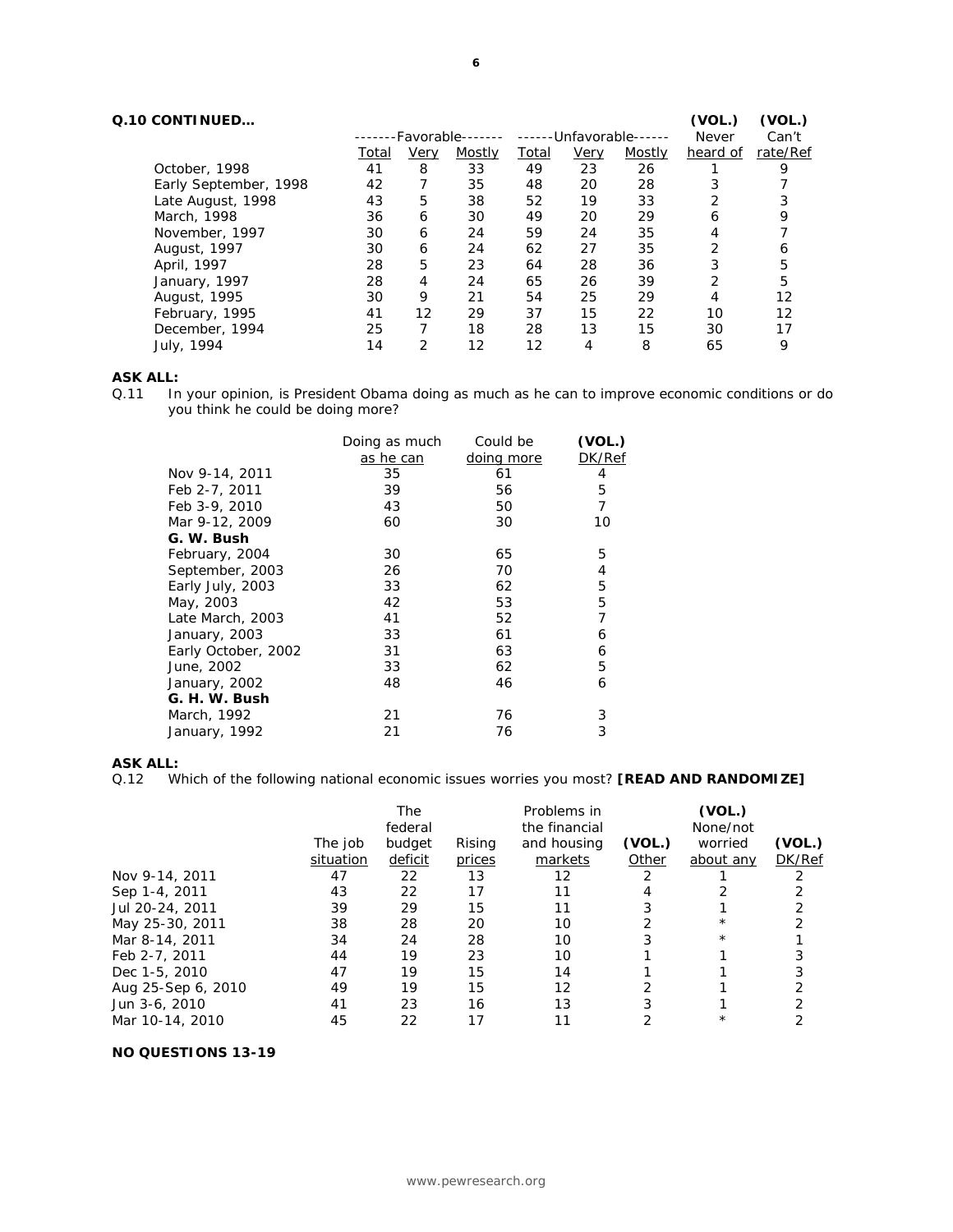**Q.10 CONTINUED…**

| | -------Favorable------- | | | ------Unfavorable------ | | | (VOL.) Never | (VOL.) Can't |
|---|---|---|---|---|---|---|---|---|
| | Total | Very | Mostly | Total | Very | Mostly | heard of | rate/Ref |
| October, 1998 | 41 | 8 | 33 | 49 | 23 | 26 | 1 | 9 |
| Early September, 1998 | 42 | 7 | 35 | 48 | 20 | 28 | 3 | 7 |
| Late August, 1998 | 43 | 5 | 38 | 52 | 19 | 33 | 2 | 3 |
| March, 1998 | 36 | 6 | 30 | 49 | 20 | 29 | 6 | 9 |
| November, 1997 | 30 | 6 | 24 | 59 | 24 | 35 | 4 | 7 |
| August, 1997 | 30 | 6 | 24 | 62 | 27 | 35 | 2 | 6 |
| April, 1997 | 28 | 5 | 23 | 64 | 28 | 36 | 3 | 5 |
| January, 1997 | 28 | 4 | 24 | 65 | 26 | 39 | 2 | 5 |
| August, 1995 | 30 | 9 | 21 | 54 | 25 | 29 | 4 | 12 |
| February, 1995 | 41 | 12 | 29 | 37 | 15 | 22 | 10 | 12 |
| December, 1994 | 25 | 7 | 18 | 28 | 13 | 15 | 30 | 17 |
| July, 1994 | 14 | 2 | 12 | 12 | 4 | 8 | 65 | 9 |

**ASK ALL:**

Q.11 In your opinion, is President Obama doing as much as he can to improve economic conditions or do you think he could be doing more?

| | Doing as much as he can | Could be doing more | (VOL.) DK/Ref |
|---|---|---|---|
| Nov 9-14, 2011 | 35 | 61 | 4 |
| Feb 2-7, 2011 | 39 | 56 | 5 |
| Feb 3-9, 2010 | 43 | 50 | 7 |
| Mar 9-12, 2009 | 60 | 30 | 10 |
| **G. W. Bush** | | | |
| February, 2004 | 30 | 65 | 5 |
| September, 2003 | 26 | 70 | 4 |
| Early July, 2003 | 33 | 62 | 5 |
| May, 2003 | 42 | 53 | 5 |
| Late March, 2003 | 41 | 52 | 7 |
| January, 2003 | 33 | 61 | 6 |
| Early October, 2002 | 31 | 63 | 6 |
| June, 2002 | 33 | 62 | 5 |
| January, 2002 | 48 | 46 | 6 |
| **G. H. W. Bush** | | | |
| March, 1992 | 21 | 76 | 3 |
| January, 1992 | 21 | 76 | 3 |

**ASK ALL:**

Q.12 Which of the following national economic issues worries you most? **[READ AND RANDOMIZE]**

| | The job situation | The federal budget deficit | Rising prices | Problems in the financial and housing markets | (VOL.) Other | (VOL.) None/not worried about any | (VOL.) DK/Ref |
|---|---|---|---|---|---|---|---|
| Nov 9-14, 2011 | 47 | 22 | 13 | 12 | 2 | 1 | 2 |
| Sep 1-4, 2011 | 43 | 22 | 17 | 11 | 4 | 2 | 2 |
| Jul 20-24, 2011 | 39 | 29 | 15 | 11 | 3 | 1 | 2 |
| May 25-30, 2011 | 38 | 28 | 20 | 10 | 2 | * | 2 |
| Mar 8-14, 2011 | 34 | 24 | 28 | 10 | 3 | * | 1 |
| Feb 2-7, 2011 | 44 | 19 | 23 | 10 | 1 | 1 | 3 |
| Dec 1-5, 2010 | 47 | 19 | 15 | 14 | 1 | 1 | 3 |
| Aug 25-Sep 6, 2010 | 49 | 19 | 15 | 12 | 2 | 1 | 2 |
| Jun 3-6, 2010 | 41 | 23 | 16 | 13 | 3 | 1 | 2 |
| Mar 10-14, 2010 | 45 | 22 | 17 | 11 | 2 | * | 2 |

**NO QUESTIONS 13-19**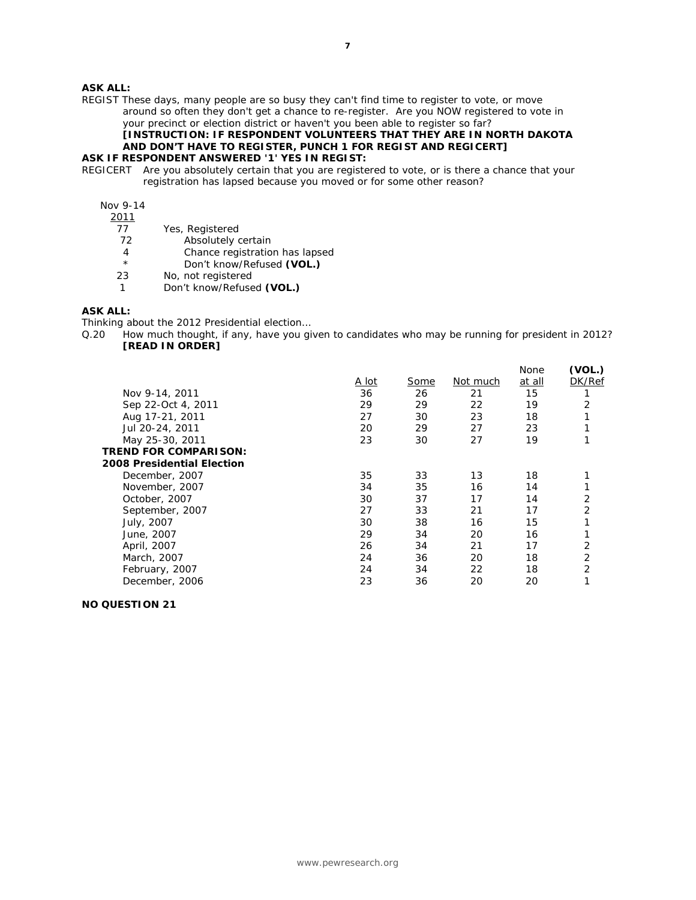**ASK ALL:**

REGIST These days, many people are so busy they can't find time to register to vote, or move around so often they don't get a chance to re-register. Are you NOW registered to vote in your precinct or election district or haven't you been able to register so far?

**[INSTRUCTION: IF RESPONDENT VOLUNTEERS THAT THEY ARE IN NORTH DAKOTA AND DON'T HAVE TO REGISTER, PUNCH 1 FOR REGIST AND REGICERT]**

**ASK IF RESPONDENT ANSWERED '1' YES IN REGIST:**

REGICERT Are you absolutely certain that you are registered to vote, or is there a chance that your registration has lapsed because you moved or for some other reason?

| Nov 9-14 2011 | |
|---|---|
| 77 | Yes, Registered |
| 72 | Absolutely certain |
| 4 | Chance registration has lapsed |
| * | Don't know/Refused **(VOL.)** |
| 23 | No, not registered |
| 1 | Don't know/Refused **(VOL.)** |

**ASK ALL:**

Thinking about the 2012 Presidential election…

Q.20 How much thought, if any, have you given to candidates who may be running for president in 2012? **[READ IN ORDER]**

| | A lot | Some | Not much | None at all | (VOL.) DK/Ref |
|---|---|---|---|---|---|
| Nov 9-14, 2011 | 36 | 26 | 21 | 15 | 1 |
| Sep 22-Oct 4, 2011 | 29 | 29 | 22 | 19 | 2 |
| Aug 17-21, 2011 | 27 | 30 | 23 | 18 | 1 |
| Jul 20-24, 2011 | 20 | 29 | 27 | 23 | 1 |
| May 25-30, 2011 | 23 | 30 | 27 | 19 | 1 |
| **TREND FOR COMPARISON:** | | | | | |
| **2008 Presidential Election** | | | | | |
| December, 2007 | 35 | 33 | 13 | 18 | 1 |
| November, 2007 | 34 | 35 | 16 | 14 | 1 |
| October, 2007 | 30 | 37 | 17 | 14 | 2 |
| September, 2007 | 27 | 33 | 21 | 17 | 2 |
| July, 2007 | 30 | 38 | 16 | 15 | 1 |
| June, 2007 | 29 | 34 | 20 | 16 | 1 |
| April, 2007 | 26 | 34 | 21 | 17 | 2 |
| March, 2007 | 24 | 36 | 20 | 18 | 2 |
| February, 2007 | 24 | 34 | 22 | 18 | 2 |
| December, 2006 | 23 | 36 | 20 | 20 | 1 |

**NO QUESTION 21**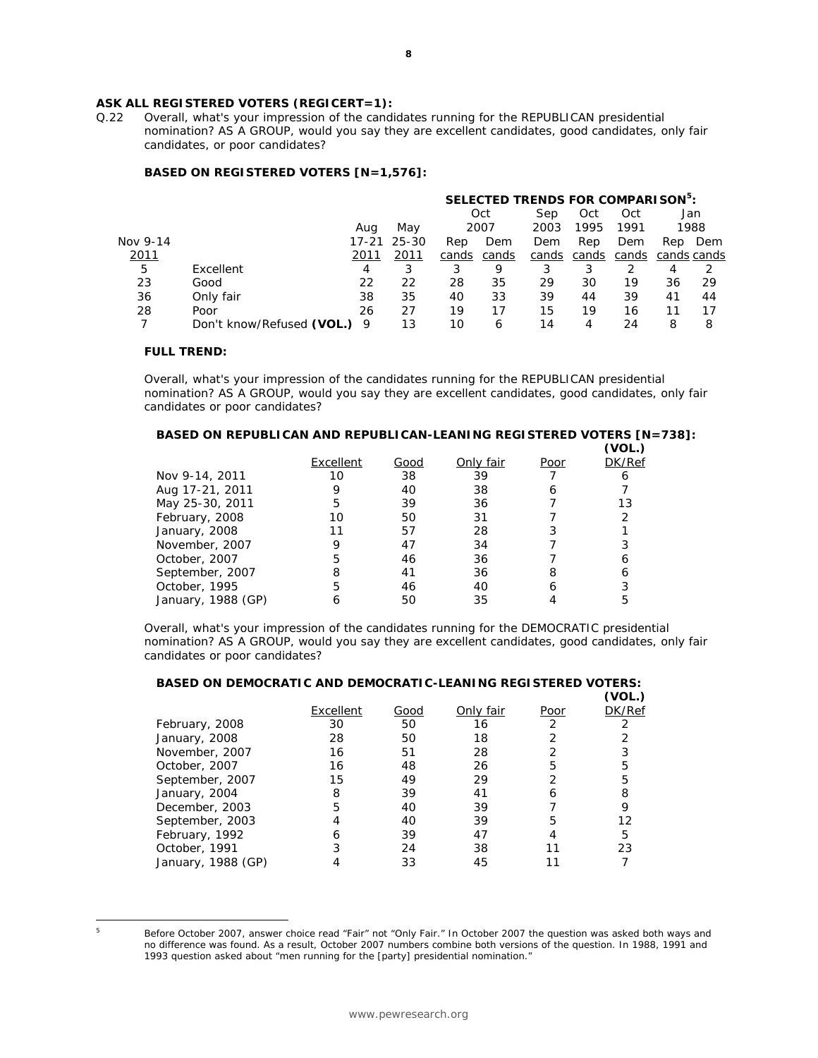**ASK ALL REGISTERED VOTERS (REGICERT=1):**

Q.22 Overall, what's your impression of the candidates running for the REPUBLICAN presidential nomination? AS A GROUP, would you say they are excellent candidates, good candidates, only fair candidates, or poor candidates?

**BASED ON REGISTERED VOTERS [N=1,576]:**

| Nov 9-14 2011 | | Aug 17-21 2011 | May 25-30 2011 | Oct 2007 Rep cands | Oct 2007 Dem cands | Sep 2003 Dem cands | Oct 1995 Rep cands | Oct 1991 Dem cands | Jan 1988 Rep cands | Jan 1988 Dem cands |
|---|---|---|---|---|---|---|---|---|---|---|
| | | | | **SELECTED TRENDS FOR COMPARISON[5]:** | | | | | | |
| 5 | Excellent | 4 | 3 | 3 | 9 | 3 | 3 | 2 | 4 | 2 |
| 23 | Good | 22 | 22 | 28 | 35 | 29 | 30 | 19 | 36 | 29 |
| 36 | Only fair | 38 | 35 | 40 | 33 | 39 | 44 | 39 | 41 | 44 |
| 28 | Poor | 26 | 27 | 19 | 17 | 15 | 19 | 16 | 11 | 17 |
| 7 | Don't know/Refused **(VOL.)** | 9 | 13 | 10 | 6 | 14 | 4 | 24 | 8 | 8 |

**FULL TREND:**

Overall, what's your impression of the candidates running for the REPUBLICAN presidential nomination? AS A GROUP, would you say they are excellent candidates, good candidates, only fair candidates or poor candidates?

**BASED ON REPUBLICAN AND REPUBLICAN-LEANING REGISTERED VOTERS [N=738]:**

| | Excellent | Good | Only fair | Poor | (VOL.) DK/Ref |
|---|---|---|---|---|---|
| Nov 9-14, 2011 | 10 | 38 | 39 | 7 | 6 |
| Aug 17-21, 2011 | 9 | 40 | 38 | 6 | 7 |
| May 25-30, 2011 | 5 | 39 | 36 | 7 | 13 |
| February, 2008 | 10 | 50 | 31 | 7 | 2 |
| January, 2008 | 11 | 57 | 28 | 3 | 1 |
| November, 2007 | 9 | 47 | 34 | 7 | 3 |
| October, 2007 | 5 | 46 | 36 | 7 | 6 |
| September, 2007 | 8 | 41 | 36 | 8 | 6 |
| October, 1995 | 5 | 46 | 40 | 6 | 3 |
| January, 1988 (GP) | 6 | 50 | 35 | 4 | 5 |

Overall, what's your impression of the candidates running for the DEMOCRATIC presidential nomination? AS A GROUP, would you say they are excellent candidates, good candidates, only fair candidates or poor candidates?

**BASED ON DEMOCRATIC AND DEMOCRATIC-LEANING REGISTERED VOTERS:**

| | Excellent | Good | Only fair | Poor | (VOL.) DK/Ref |
|---|---|---|---|---|---|
| February, 2008 | 30 | 50 | 16 | 2 | 2 |
| January, 2008 | 28 | 50 | 18 | 2 | 2 |
| November, 2007 | 16 | 51 | 28 | 2 | 3 |
| October, 2007 | 16 | 48 | 26 | 5 | 5 |
| September, 2007 | 15 | 49 | 29 | 2 | 5 |
| January, 2004 | 8 | 39 | 41 | 6 | 8 |
| December, 2003 | 5 | 40 | 39 | 7 | 9 |
| September, 2003 | 4 | 40 | 39 | 5 | 12 |
| February, 1992 | 6 | 39 | 47 | 4 | 5 |
| October, 1991 | 3 | 24 | 38 | 11 | 23 |
| January, 1988 (GP) | 4 | 33 | 45 | 11 | 7 |

[5] Before October 2007, answer choice read "Fair" not "Only Fair." In October 2007 the question was asked both ways and no difference was found. As a result, October 2007 numbers combine both versions of the question. In 1988, 1991 and 1993 question asked about "men running for the [party] presidential nomination."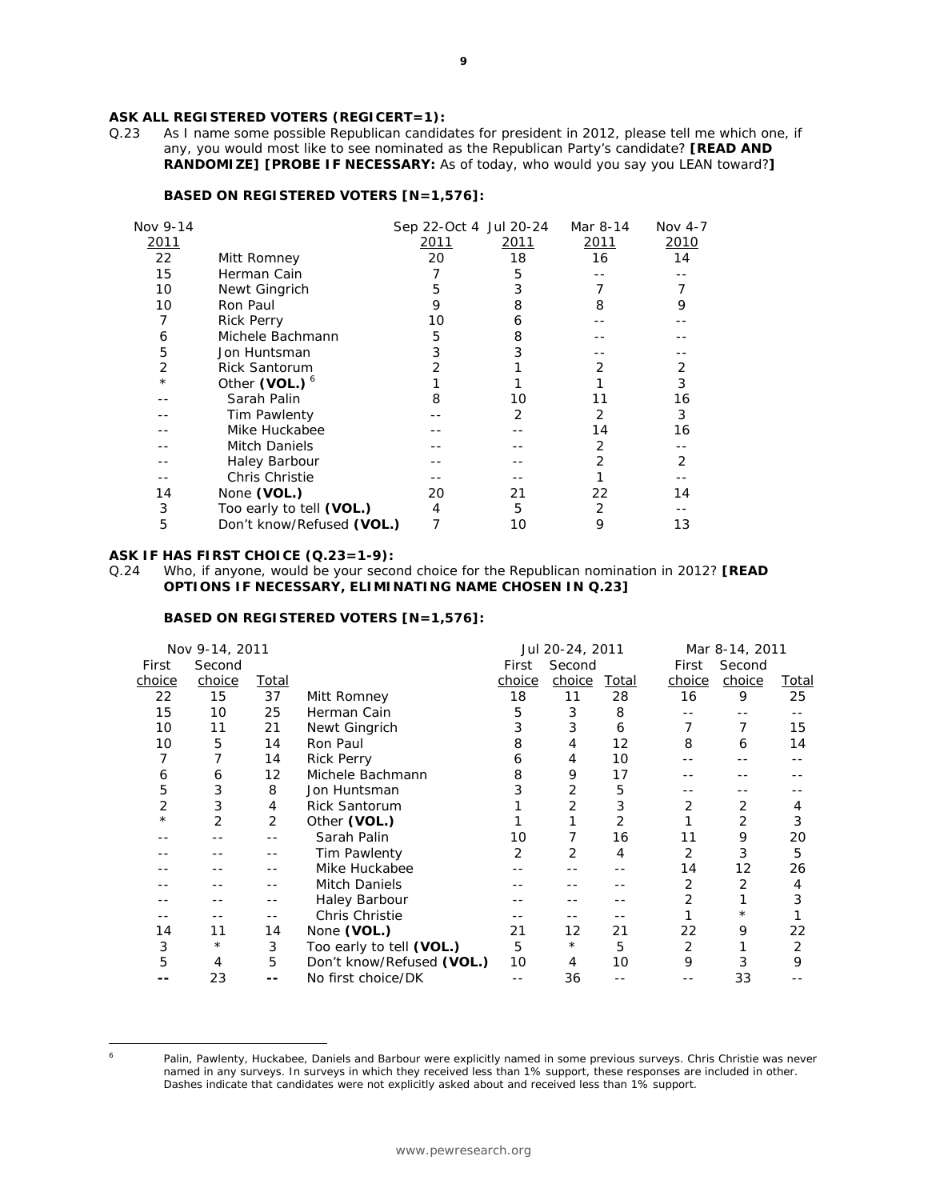**ASK ALL REGISTERED VOTERS (REGICERT=1):**

Q.23 As I name some possible Republican candidates for president in 2012, please tell me which one, if any, you would most like to see nominated as the Republican Party's candidate? **[READ AND RANDOMIZE] [PROBE IF NECESSARY:** As of today, who would you say you LEAN toward?**]**

**BASED ON REGISTERED VOTERS [N=1,576]:**

| Nov 9-14 2011 | | Sep 22-Oct 4 2011 | Jul 20-24 2011 | Mar 8-14 2011 | Nov 4-7 2010 |
|---|---|---|---|---|---|
| 22 | Mitt Romney | 20 | 18 | 16 | 14 |
| 15 | Herman Cain | 7 | 5 | -- | -- |
| 10 | Newt Gingrich | 5 | 3 | 7 | 7 |
| 10 | Ron Paul | 9 | 8 | 8 | 9 |
| 7 | Rick Perry | 10 | 6 | -- | -- |
| 6 | Michele Bachmann | 5 | 8 | -- | -- |
| 5 | Jon Huntsman | 3 | 3 | -- | -- |
| 2 | Rick Santorum | 2 | 1 | 2 | 2 |
| * | Other **(VOL.)** [6] | 1 | 1 | 1 | 3 |
| -- | Sarah Palin | 8 | 10 | 11 | 16 |
| -- | Tim Pawlenty | -- | 2 | 2 | 3 |
| -- | Mike Huckabee | -- | -- | 14 | 16 |
| -- | Mitch Daniels | -- | -- | 2 | -- |
| -- | Haley Barbour | -- | -- | 2 | 2 |
| -- | Chris Christie | -- | -- | 1 | -- |
| 14 | None **(VOL.)** | 20 | 21 | 22 | 14 |
| 3 | Too early to tell **(VOL.)** | 4 | 5 | 2 | -- |
| 5 | Don't know/Refused **(VOL.)** | 7 | 10 | 9 | 13 |

**ASK IF HAS FIRST CHOICE (Q.23=1-9):**

Q.24 Who, if anyone, would be your second choice for the Republican nomination in 2012? **[READ OPTIONS IF NECESSARY, ELIMINATING NAME CHOSEN IN Q.23]**

**BASED ON REGISTERED VOTERS [N=1,576]:**

| Nov 9-14, 2011 | | | | Jul 20-24, 2011 | | | Mar 8-14, 2011 | | |
|---|---|---|---|---|---|---|---|---|---|
| First choice | Second choice | Total | | First choice | Second choice | Total | First choice | Second choice | Total |
| 22 | 15 | 37 | Mitt Romney | 18 | 11 | 28 | 16 | 9 | 25 |
| 15 | 10 | 25 | Herman Cain | 5 | 3 | 8 | -- | -- | -- |
| 10 | 11 | 21 | Newt Gingrich | 3 | 3 | 6 | 7 | 7 | 15 |
| 10 | 5 | 14 | Ron Paul | 8 | 4 | 12 | 8 | 6 | 14 |
| 7 | 7 | 14 | Rick Perry | 6 | 4 | 10 | -- | -- | -- |
| 6 | 6 | 12 | Michele Bachmann | 8 | 9 | 17 | -- | -- | -- |
| 5 | 3 | 8 | Jon Huntsman | 3 | 2 | 5 | -- | -- | -- |
| 2 | 3 | 4 | Rick Santorum | 1 | 2 | 3 | 2 | 2 | 4 |
| * | 2 | 2 | Other **(VOL.)** | 1 | 1 | 2 | 1 | 2 | 3 |
| -- | -- | -- | Sarah Palin | 10 | 7 | 16 | 11 | 9 | 20 |
| -- | -- | -- | Tim Pawlenty | 2 | 2 | 4 | 2 | 3 | 5 |
| -- | -- | -- | Mike Huckabee | -- | -- | -- | 14 | 12 | 26 |
| -- | -- | -- | Mitch Daniels | -- | -- | -- | 2 | 2 | 4 |
| -- | -- | -- | Haley Barbour | -- | -- | -- | 2 | 1 | 3 |
| -- | -- | -- | Chris Christie | -- | -- | -- | 1 | * | 1 |
| 14 | 11 | 14 | None **(VOL.)** | 21 | 12 | 21 | 22 | 9 | 22 |
| 3 | * | 3 | Too early to tell **(VOL.)** | 5 | * | 5 | 2 | 1 | 2 |
| 5 | 4 | 5 | Don't know/Refused **(VOL.)** | 10 | 4 | 10 | 9 | 3 | 9 |
| **--** | 23 | **--** | No first choice/DK | -- | 36 | -- | -- | 33 | -- |

[6] Palin, Pawlenty, Huckabee, Daniels and Barbour were explicitly named in some previous surveys. Chris Christie was never named in any surveys. In surveys in which they received less than 1% support, these responses are included in other. Dashes indicate that candidates were not explicitly asked about and received less than 1% support.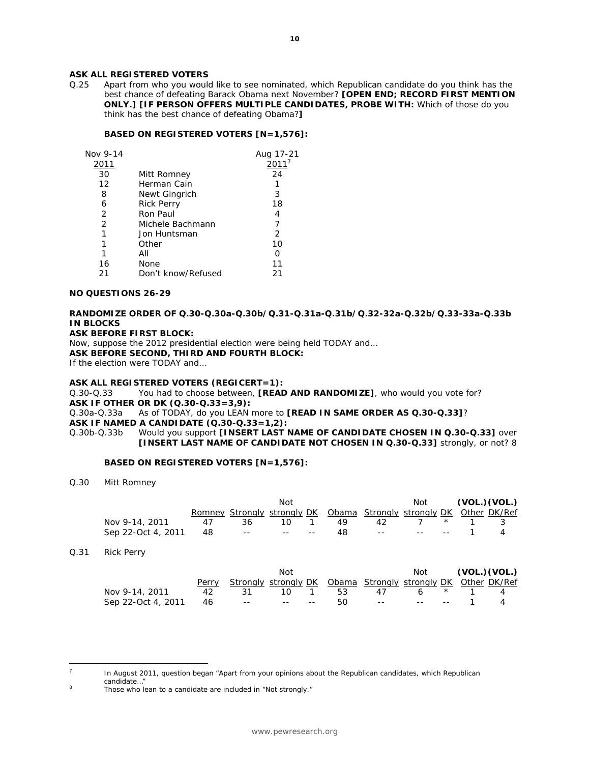**ASK ALL REGISTERED VOTERS**

Q.25 Apart from who you would like to see nominated, which Republican candidate do you think has the best chance of defeating Barack Obama next November? **[OPEN END; RECORD FIRST MENTION ONLY.] [IF PERSON OFFERS MULTIPLE CANDIDATES, PROBE WITH:** Which of those do you think has the best chance of defeating Obama?**]**

**BASED ON REGISTERED VOTERS [N=1,576]:**

| Nov 9-14 2011 | | Aug 17-21 2011[7] |
|---|---|---|
| 30 | Mitt Romney | 24 |
| 12 | Herman Cain | 1 |
| 8 | Newt Gingrich | 3 |
| 6 | Rick Perry | 18 |
| 2 | Ron Paul | 4 |
| 2 | Michele Bachmann | 7 |
| 1 | Jon Huntsman | 2 |
| 1 | Other | 10 |
| 1 | All | 0 |
| 16 | None | 11 |
| 21 | Don't know/Refused | 21 |

**NO QUESTIONS 26-29**

**RANDOMIZE ORDER OF Q.30-Q.30a-Q.30b/Q.31-Q.31a-Q.31b/Q.32-32a-Q.32b/Q.33-33a-Q.33b IN BLOCKS**

**ASK BEFORE FIRST BLOCK:**

Now, suppose the 2012 presidential election were being held TODAY and…

**ASK BEFORE SECOND, THIRD AND FOURTH BLOCK:**

If the election were TODAY and…

**ASK ALL REGISTERED VOTERS (REGICERT=1):**

Q.30-Q.33 You had to choose between, **[READ AND RANDOMIZE]**, who would you vote for?

**ASK IF OTHER OR DK (Q.30-Q.33=3,9):**

Q.30a-Q.33a As of TODAY, do you LEAN more to **[READ IN SAME ORDER AS Q.30-Q.33]**?

**ASK IF NAMED A CANDIDATE (Q.30-Q.33=1,2):**

Q.30b-Q.33b Would you support **[INSERT LAST NAME OF CANDIDATE CHOSEN IN Q.30-Q.33]** over **[INSERT LAST NAME OF CANDIDATE NOT CHOSEN IN Q.30-Q.33]** strongly, or not? 8

**BASED ON REGISTERED VOTERS [N=1,576]:**

Q.30 Mitt Romney

| | Romney | Strongly | Not strongly | DK | Obama | Strongly | Not strongly | DK | (VOL.) Other | (VOL.) DK/Ref |
|---|---|---|---|---|---|---|---|---|---|---|
| Nov 9-14, 2011 | 47 | 36 | 10 | 1 | 49 | 42 | 7 | * | 1 | 3 |
| Sep 22-Oct 4, 2011 | 48 | -- | -- | -- | 48 | -- | -- | -- | 1 | 4 |

Q.31 Rick Perry

| | Perry | Strongly | Not strongly | DK | Obama | Strongly | Not strongly | DK | (VOL.) Other | (VOL.) DK/Ref |
|---|---|---|---|---|---|---|---|---|---|---|
| Nov 9-14, 2011 | 42 | 31 | 10 | 1 | 53 | 47 | 6 | * | 1 | 4 |
| Sep 22-Oct 4, 2011 | 46 | -- | -- | -- | 50 | -- | -- | -- | 1 | 4 |

---

[7] In August 2011, question began "Apart from your opinions about the Republican candidates, which Republican candidate…"

[8] Those who lean to a candidate are included in "Not strongly."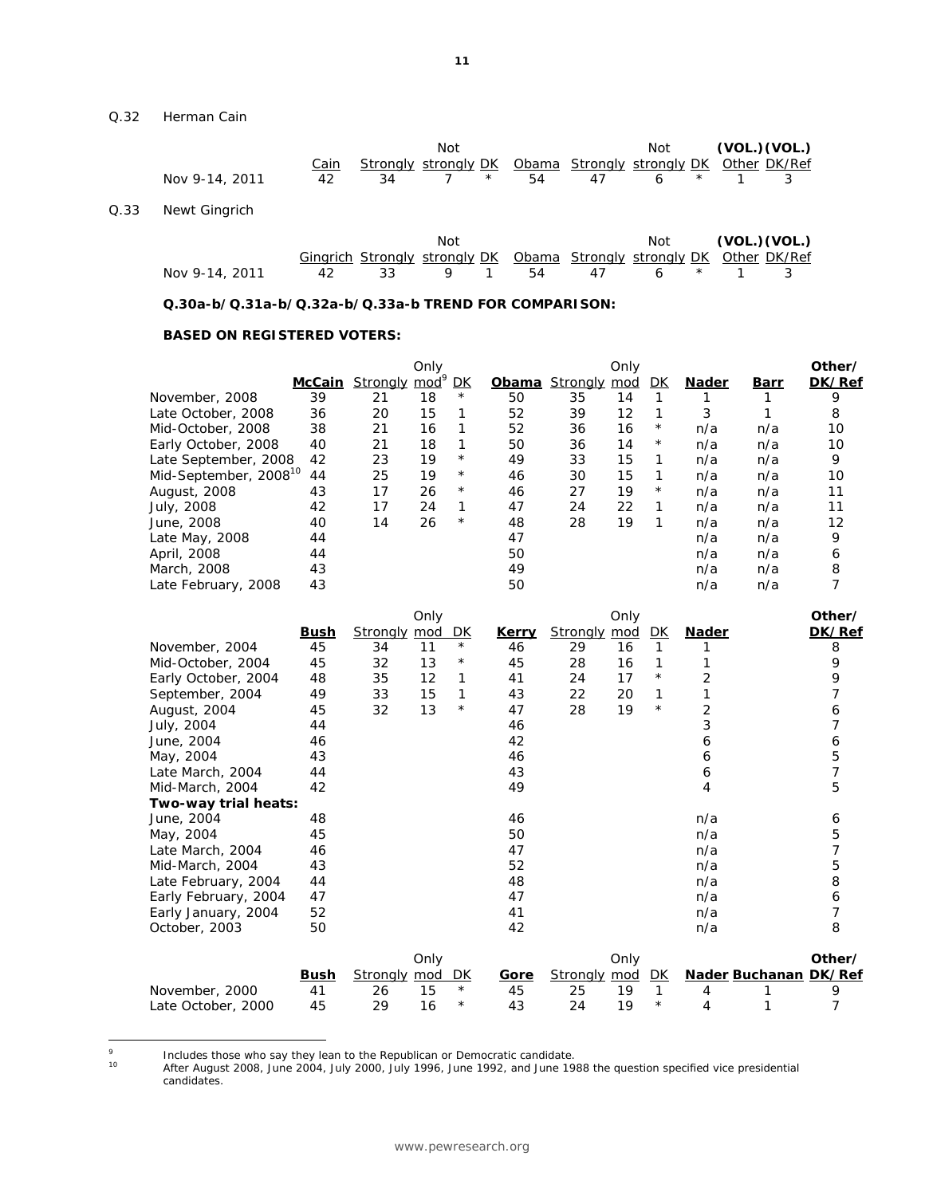Q.32 Herman Cain

| | Cain | Strongly | Not strongly | DK | Obama | Strongly | Not strongly | DK | (VOL.) Other | (VOL.) DK/Ref |
|---|---|---|---|---|---|---|---|---|---|---|
| Nov 9-14, 2011 | 42 | 34 | 7 | * | 54 | 47 | 6 | * | 1 | 3 |

Q.33 Newt Gingrich

| | Gingrich | Strongly | Not strongly | DK | Obama | Strongly | Not strongly | DK | (VOL.) Other | (VOL.) DK/Ref |
|---|---|---|---|---|---|---|---|---|---|---|
| Nov 9-14, 2011 | 42 | 33 | 9 | 1 | 54 | 47 | 6 | * | 1 | 3 |

**Q.30a-b/Q.31a-b/Q.32a-b/Q.33a-b TREND FOR COMPARISON:**

**BASED ON REGISTERED VOTERS:**

| | McCain | Strongly | Only mod[9] | DK | Obama | Strongly | Only mod | DK | Nader | Barr | Other/ DK/Ref |
|---|---|---|---|---|---|---|---|---|---|---|---|
| November, 2008 | 39 | 21 | 18 | * | 50 | 35 | 14 | 1 | 1 | 1 | 9 |
| Late October, 2008 | 36 | 20 | 15 | 1 | 52 | 39 | 12 | 1 | 3 | 1 | 8 |
| Mid-October, 2008 | 38 | 21 | 16 | 1 | 52 | 36 | 16 | * | n/a | n/a | 10 |
| Early October, 2008 | 40 | 21 | 18 | 1 | 50 | 36 | 14 | * | n/a | n/a | 10 |
| Late September, 2008 | 42 | 23 | 19 | * | 49 | 33 | 15 | 1 | n/a | n/a | 9 |
| Mid-September, 2008[10] | 44 | 25 | 19 | * | 46 | 30 | 15 | 1 | n/a | n/a | 10 |
| August, 2008 | 43 | 17 | 26 | * | 46 | 27 | 19 | * | n/a | n/a | 11 |
| July, 2008 | 42 | 17 | 24 | 1 | 47 | 24 | 22 | 1 | n/a | n/a | 11 |
| June, 2008 | 40 | 14 | 26 | * | 48 | 28 | 19 | 1 | n/a | n/a | 12 |
| Late May, 2008 | 44 | | | | 47 | | | | n/a | n/a | 9 |
| April, 2008 | 44 | | | | 50 | | | | n/a | n/a | 6 |
| March, 2008 | 43 | | | | 49 | | | | n/a | n/a | 8 |
| Late February, 2008 | 43 | | | | 50 | | | | n/a | n/a | 7 |

| | Bush | Strongly | Only mod | DK | Kerry | Strongly | Only mod | DK | Nader | Other/ DK/Ref |
|---|---|---|---|---|---|---|---|---|---|---|
| November, 2004 | 45 | 34 | 11 | * | 46 | 29 | 16 | 1 | 1 | 8 |
| Mid-October, 2004 | 45 | 32 | 13 | * | 45 | 28 | 16 | 1 | 1 | 9 |
| Early October, 2004 | 48 | 35 | 12 | 1 | 41 | 24 | 17 | * | 2 | 9 |
| September, 2004 | 49 | 33 | 15 | 1 | 43 | 22 | 20 | 1 | 1 | 7 |
| August, 2004 | 45 | 32 | 13 | * | 47 | 28 | 19 | * | 2 | 6 |
| July, 2004 | 44 | | | | 46 | | | | 3 | 7 |
| June, 2004 | 46 | | | | 42 | | | | 6 | 6 |
| May, 2004 | 43 | | | | 46 | | | | 6 | 5 |
| Late March, 2004 | 44 | | | | 43 | | | | 6 | 7 |
| Mid-March, 2004 | 42 | | | | 49 | | | | 4 | 5 |
| **Two-way trial heats:** | | | | | | | | | | |
| June, 2004 | 48 | | | | 46 | | | | n/a | 6 |
| May, 2004 | 45 | | | | 50 | | | | n/a | 5 |
| Late March, 2004 | 46 | | | | 47 | | | | n/a | 7 |
| Mid-March, 2004 | 43 | | | | 52 | | | | n/a | 5 |
| Late February, 2004 | 44 | | | | 48 | | | | n/a | 8 |
| Early February, 2004 | 47 | | | | 47 | | | | n/a | 6 |
| Early January, 2004 | 52 | | | | 41 | | | | n/a | 7 |
| October, 2003 | 50 | | | | 42 | | | | n/a | 8 |

| | Bush | Strongly | Only mod | DK | Gore | Strongly | Only mod | DK | Nader | Buchanan | Other/ DK/Ref |
|---|---|---|---|---|---|---|---|---|---|---|---|
| November, 2000 | 41 | 26 | 15 | * | 45 | 25 | 19 | 1 | 4 | 1 | 9 |
| Late October, 2000 | 45 | 29 | 16 | * | 43 | 24 | 19 | * | 4 | 1 | 7 |

[9] Includes those who say they lean to the Republican or Democratic candidate.

[10] After August 2008, June 2004, July 2000, July 1996, June 1992, and June 1988 the question specified vice presidential candidates.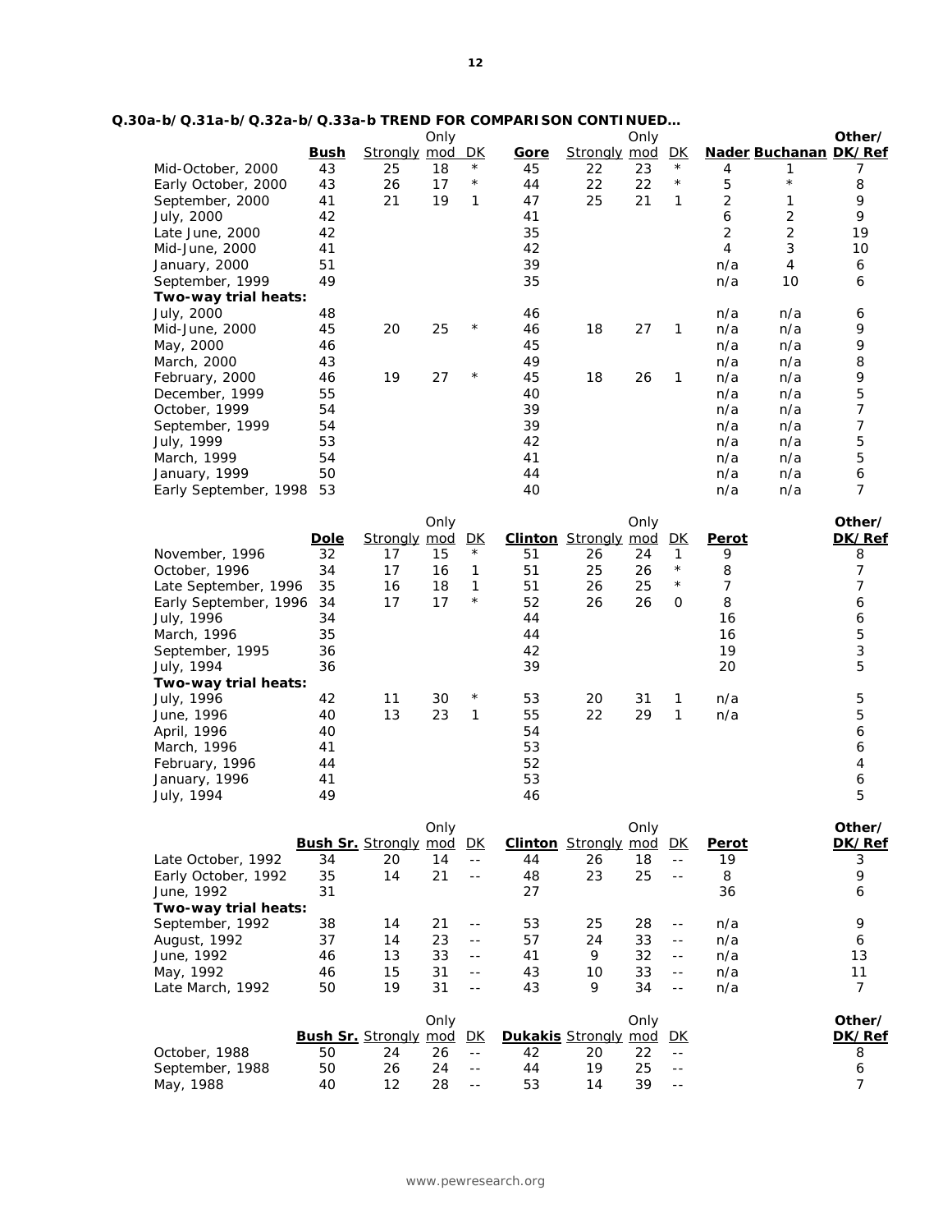**Q.30a-b/Q.31a-b/Q.32a-b/Q.33a-b TREND FOR COMPARISON CONTINUED…**

| | Bush | Strongly | Only mod | DK | Gore | Strongly | Only mod | DK | Nader | Buchanan | Other/ DK/Ref |
|---|---|---|---|---|---|---|---|---|---|---|---|
| Mid-October, 2000 | 43 | 25 | 18 | * | 45 | 22 | 23 | * | 4 | 1 | 7 |
| Early October, 2000 | 43 | 26 | 17 | * | 44 | 22 | 22 | * | 5 | * | 8 |
| September, 2000 | 41 | 21 | 19 | 1 | 47 | 25 | 21 | 1 | 2 | 1 | 9 |
| July, 2000 | 42 | | | | 41 | | | | 6 | 2 | 9 |
| Late June, 2000 | 42 | | | | 35 | | | | 2 | 2 | 19 |
| Mid-June, 2000 | 41 | | | | 42 | | | | 4 | 3 | 10 |
| January, 2000 | 51 | | | | 39 | | | | n/a | 4 | 6 |
| September, 1999 | 49 | | | | 35 | | | | n/a | 10 | 6 |
| **Two-way trial heats:** | | | | | | | | | | | |
| July, 2000 | 48 | | | | 46 | | | | n/a | n/a | 6 |
| Mid-June, 2000 | 45 | 20 | 25 | * | 46 | 18 | 27 | 1 | n/a | n/a | 9 |
| May, 2000 | 46 | | | | 45 | | | | n/a | n/a | 9 |
| March, 2000 | 43 | | | | 49 | | | | n/a | n/a | 8 |
| February, 2000 | 46 | 19 | 27 | * | 45 | 18 | 26 | 1 | n/a | n/a | 9 |
| December, 1999 | 55 | | | | 40 | | | | n/a | n/a | 5 |
| October, 1999 | 54 | | | | 39 | | | | n/a | n/a | 7 |
| September, 1999 | 54 | | | | 39 | | | | n/a | n/a | 7 |
| July, 1999 | 53 | | | | 42 | | | | n/a | n/a | 5 |
| March, 1999 | 54 | | | | 41 | | | | n/a | n/a | 5 |
| January, 1999 | 50 | | | | 44 | | | | n/a | n/a | 6 |
| Early September, 1998 | 53 | | | | 40 | | | | n/a | n/a | 7 |

| | Dole | Strongly | Only mod | DK | Clinton | Strongly | Only mod | DK | Perot | Other/ DK/Ref |
|---|---|---|---|---|---|---|---|---|---|---|
| November, 1996 | 32 | 17 | 15 | * | 51 | 26 | 24 | 1 | 9 | 8 |
| October, 1996 | 34 | 17 | 16 | 1 | 51 | 25 | 26 | * | 8 | 7 |
| Late September, 1996 | 35 | 16 | 18 | 1 | 51 | 26 | 25 | * | 7 | 7 |
| Early September, 1996 | 34 | 17 | 17 | * | 52 | 26 | 26 | 0 | 8 | 6 |
| July, 1996 | 34 | | | | 44 | | | | 16 | 6 |
| March, 1996 | 35 | | | | 44 | | | | 16 | 5 |
| September, 1995 | 36 | | | | 42 | | | | 19 | 3 |
| July, 1994 | 36 | | | | 39 | | | | 20 | 5 |
| **Two-way trial heats:** | | | | | | | | | | |
| July, 1996 | 42 | 11 | 30 | * | 53 | 20 | 31 | 1 | n/a | 5 |
| June, 1996 | 40 | 13 | 23 | 1 | 55 | 22 | 29 | 1 | n/a | 5 |
| April, 1996 | 40 | | | | 54 | | | | | 6 |
| March, 1996 | 41 | | | | 53 | | | | | 6 |
| February, 1996 | 44 | | | | 52 | | | | | 4 |
| January, 1996 | 41 | | | | 53 | | | | | 6 |
| July, 1994 | 49 | | | | 46 | | | | | 5 |

| | Bush Sr. | Strongly | Only mod | DK | Clinton | Strongly | Only mod | DK | Perot | Other/ DK/Ref |
|---|---|---|---|---|---|---|---|---|---|---|
| Late October, 1992 | 34 | 20 | 14 | -- | 44 | 26 | 18 | -- | 19 | 3 |
| Early October, 1992 | 35 | 14 | 21 | -- | 48 | 23 | 25 | -- | 8 | 9 |
| June, 1992 | 31 | | | | 27 | | | | 36 | 6 |
| **Two-way trial heats:** | | | | | | | | | | |
| September, 1992 | 38 | 14 | 21 | -- | 53 | 25 | 28 | -- | n/a | 9 |
| August, 1992 | 37 | 14 | 23 | -- | 57 | 24 | 33 | -- | n/a | 6 |
| June, 1992 | 46 | 13 | 33 | -- | 41 | 9 | 32 | -- | n/a | 13 |
| May, 1992 | 46 | 15 | 31 | -- | 43 | 10 | 33 | -- | n/a | 11 |
| Late March, 1992 | 50 | 19 | 31 | -- | 43 | 9 | 34 | -- | n/a | 7 |

| | Bush Sr. | Strongly | Only mod | DK | Dukakis | Strongly | Only mod | DK | Other/ DK/Ref |
|---|---|---|---|---|---|---|---|---|---|
| October, 1988 | 50 | 24 | 26 | -- | 42 | 20 | 22 | -- | 8 |
| September, 1988 | 50 | 26 | 24 | -- | 44 | 19 | 25 | -- | 6 |
| May, 1988 | 40 | 12 | 28 | -- | 53 | 14 | 39 | -- | 7 |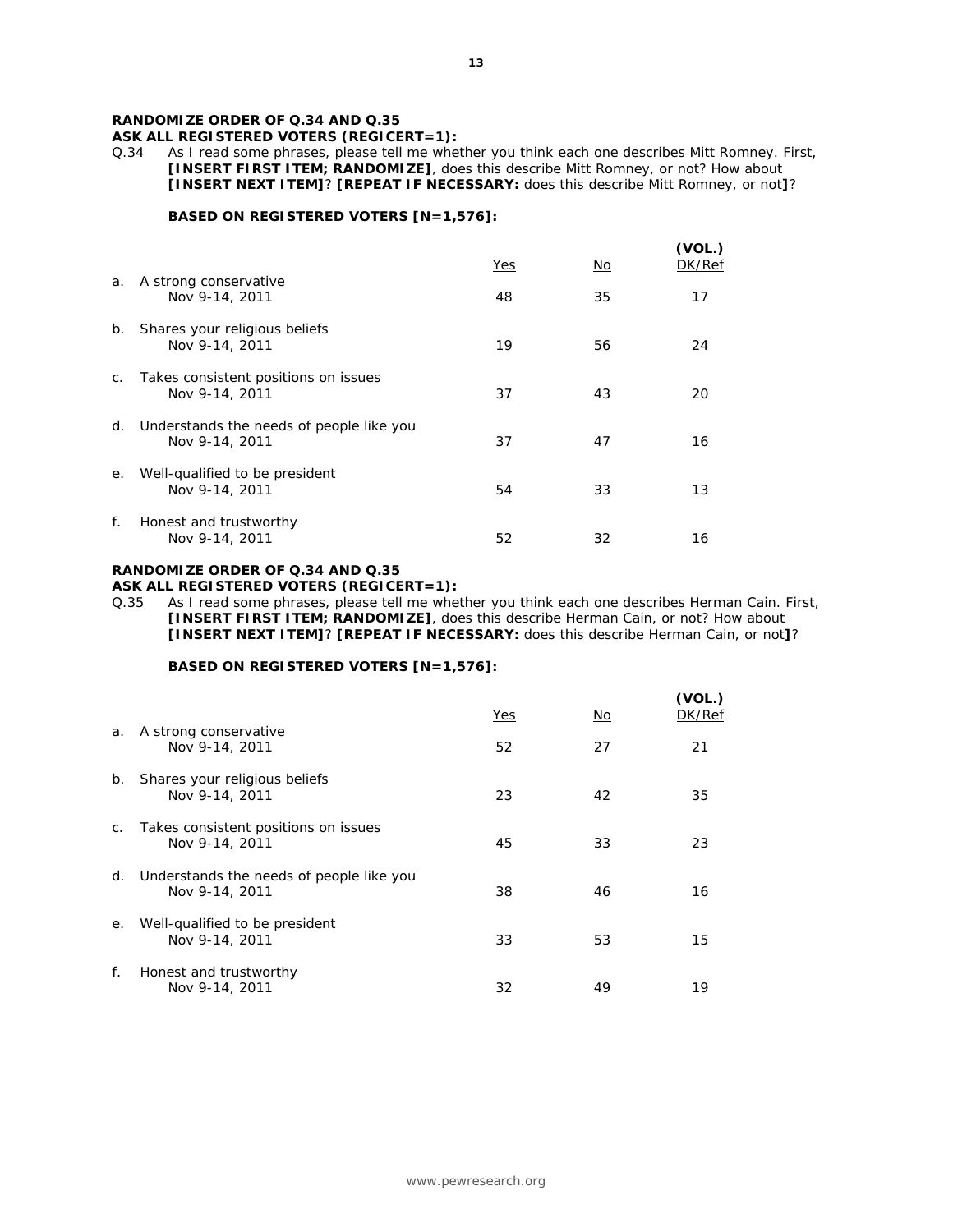**RANDOMIZE ORDER OF Q.34 AND Q.35**
**ASK ALL REGISTERED VOTERS (REGICERT=1):**

Q.34 As I read some phrases, please tell me whether you think each one describes Mitt Romney. First, **[INSERT FIRST ITEM; RANDOMIZE]**, does this describe Mitt Romney, or not? How about **[INSERT NEXT ITEM]**? **[REPEAT IF NECESSARY:** does this describe Mitt Romney, or not**]**?

**BASED ON REGISTERED VOTERS [N=1,576]:**

| | Yes | No | (VOL.) DK/Ref |
|---|---|---|---|
| a. A strong conservative | | | |
| Nov 9-14, 2011 | 48 | 35 | 17 |
| b. Shares your religious beliefs | | | |
| Nov 9-14, 2011 | 19 | 56 | 24 |
| c. Takes consistent positions on issues | | | |
| Nov 9-14, 2011 | 37 | 43 | 20 |
| d. Understands the needs of people like you | | | |
| Nov 9-14, 2011 | 37 | 47 | 16 |
| e. Well-qualified to be president | | | |
| Nov 9-14, 2011 | 54 | 33 | 13 |
| f. Honest and trustworthy | | | |
| Nov 9-14, 2011 | 52 | 32 | 16 |

**RANDOMIZE ORDER OF Q.34 AND Q.35**
**ASK ALL REGISTERED VOTERS (REGICERT=1):**

Q.35 As I read some phrases, please tell me whether you think each one describes Herman Cain. First, **[INSERT FIRST ITEM; RANDOMIZE]**, does this describe Herman Cain, or not? How about **[INSERT NEXT ITEM]**? **[REPEAT IF NECESSARY:** does this describe Herman Cain, or not**]**?

**BASED ON REGISTERED VOTERS [N=1,576]:**

| | Yes | No | (VOL.) DK/Ref |
|---|---|---|---|
| a. A strong conservative | | | |
| Nov 9-14, 2011 | 52 | 27 | 21 |
| b. Shares your religious beliefs | | | |
| Nov 9-14, 2011 | 23 | 42 | 35 |
| c. Takes consistent positions on issues | | | |
| Nov 9-14, 2011 | 45 | 33 | 23 |
| d. Understands the needs of people like you | | | |
| Nov 9-14, 2011 | 38 | 46 | 16 |
| e. Well-qualified to be president | | | |
| Nov 9-14, 2011 | 33 | 53 | 15 |
| f. Honest and trustworthy | | | |
| Nov 9-14, 2011 | 32 | 49 | 19 |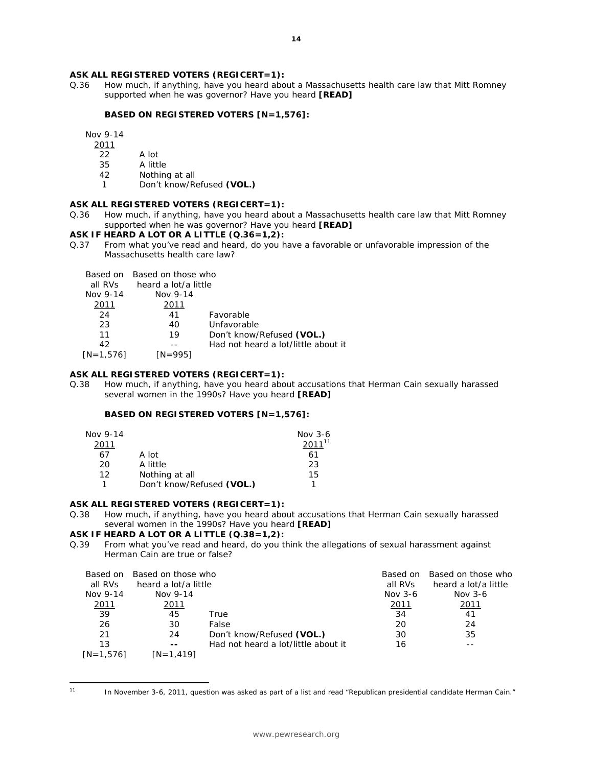**ASK ALL REGISTERED VOTERS (REGICERT=1):**

Q.36 How much, if anything, have you heard about a Massachusetts health care law that Mitt Romney supported when he was governor? Have you heard **[READ]**

**BASED ON REGISTERED VOTERS [N=1,576]:**

| Nov 9-14 2011 | |
|---|---|
| 22 | A lot |
| 35 | A little |
| 42 | Nothing at all |
| 1 | Don't know/Refused **(VOL.)** |

**ASK ALL REGISTERED VOTERS (REGICERT=1):**

Q.36 How much, if anything, have you heard about a Massachusetts health care law that Mitt Romney supported when he was governor? Have you heard **[READ]**

**ASK IF HEARD A LOT OR A LITTLE (Q.36=1,2):**

Q.37 From what you've read and heard, do you have a favorable or unfavorable impression of the Massachusetts health care law?

| Based on all RVs Nov 9-14 2011 | Based on those who heard a lot/a little Nov 9-14 2011 | |
|---|---|---|
| 24 | 41 | Favorable |
| 23 | 40 | Unfavorable |
| 11 | 19 | Don't know/Refused **(VOL.)** |
| 42 | -- | Had not heard a lot/little about it |
| [N=1,576] | [N=995] | |

**ASK ALL REGISTERED VOTERS (REGICERT=1):**

Q.38 How much, if anything, have you heard about accusations that Herman Cain sexually harassed several women in the 1990s? Have you heard **[READ]**

**BASED ON REGISTERED VOTERS [N=1,576]:**

| Nov 9-14 2011 | | Nov 3-6 2011[11] |
|---|---|---|
| 67 | A lot | 61 |
| 20 | A little | 23 |
| 12 | Nothing at all | 15 |
| 1 | Don't know/Refused **(VOL.)** | 1 |

**ASK ALL REGISTERED VOTERS (REGICERT=1):**

Q.38 How much, if anything, have you heard about accusations that Herman Cain sexually harassed several women in the 1990s? Have you heard **[READ]**

**ASK IF HEARD A LOT OR A LITTLE (Q.38=1,2):**

Q.39 From what you've read and heard, do you think the allegations of sexual harassment against Herman Cain are true or false?

| Based on all RVs Nov 9-14 2011 | Based on those who heard a lot/a little Nov 9-14 2011 | | Based on all RVs Nov 3-6 2011 | Based on those who heard a lot/a little Nov 3-6 2011 |
|---|---|---|---|---|
| 39 | 45 | True | 34 | 41 |
| 26 | 30 | False | 20 | 24 |
| 21 | 24 | Don't know/Refused **(VOL.)** | 30 | 35 |
| 13 | -- | Had not heard a lot/little about it | 16 | -- |
| [N=1,576] | [N=1,419] | | | |

[11] In November 3-6, 2011, question was asked as part of a list and read "Republican presidential candidate Herman Cain."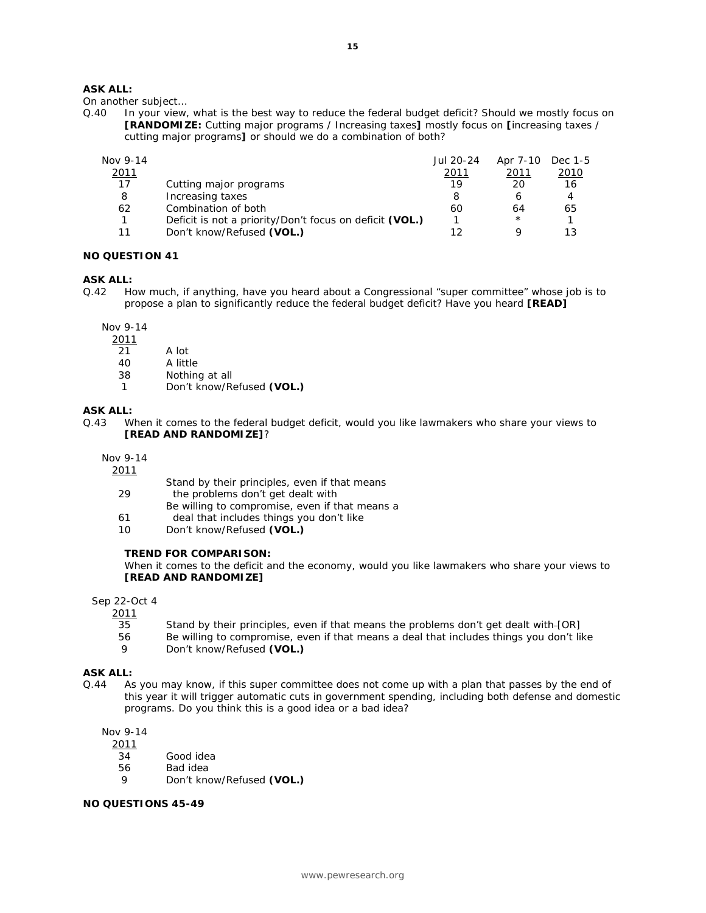**ASK ALL:**

On another subject…

Q.40 In your view, what is the best way to reduce the federal budget deficit? Should we mostly focus on **[RANDOMIZE:** Cutting major programs / Increasing taxes**]** mostly focus on **[**increasing taxes / cutting major programs**]** or should we do a combination of both?

| Nov 9-14 2011 | | Jul 20-24 2011 | Apr 7-10 2011 | Dec 1-5 2010 |
|---|---|---|---|---|
| 17 | Cutting major programs | 19 | 20 | 16 |
| 8 | Increasing taxes | 8 | 6 | 4 |
| 62 | Combination of both | 60 | 64 | 65 |
| 1 | Deficit is not a priority/Don't focus on deficit **(VOL.)** | 1 | * | 1 |
| 11 | Don't know/Refused **(VOL.)** | 12 | 9 | 13 |

**NO QUESTION 41**

**ASK ALL:**

Q.42 How much, if anything, have you heard about a Congressional "super committee" whose job is to propose a plan to significantly reduce the federal budget deficit? Have you heard **[READ]**

| Nov 9-14 2011 | |
|---|---|
| 21 | A lot |
| 40 | A little |
| 38 | Nothing at all |
| 1 | Don't know/Refused **(VOL.)** |

**ASK ALL:**

Q.43 When it comes to the federal budget deficit, would you like lawmakers who share your views to **[READ AND RANDOMIZE]**?

| Nov 9-14 2011 | |
|---|---|
| 29 | Stand by their principles, even if that means the problems don't get dealt with |
| 61 | Be willing to compromise, even if that means a deal that includes things you don't like |
| 10 | Don't know/Refused **(VOL.)** |

**TREND FOR COMPARISON:**

When it comes to the deficit and the economy, would you like lawmakers who share your views to **[READ AND RANDOMIZE]**

| Sep 22-Oct 4 2011 | |
|---|---|
| 35 | Stand by their principles, even if that means the problems don't get dealt with [OR] |
| 56 | Be willing to compromise, even if that means a deal that includes things you don't like |
| 9 | Don't know/Refused **(VOL.)** |

**ASK ALL:**

Q.44 As you may know, if this super committee does not come up with a plan that passes by the end of this year it will trigger automatic cuts in government spending, including both defense and domestic programs. Do you think this is a good idea or a bad idea?

| Nov 9-14 2011 | |
|---|---|
| 34 | Good idea |
| 56 | Bad idea |
| 9 | Don't know/Refused **(VOL.)** |

**NO QUESTIONS 45-49**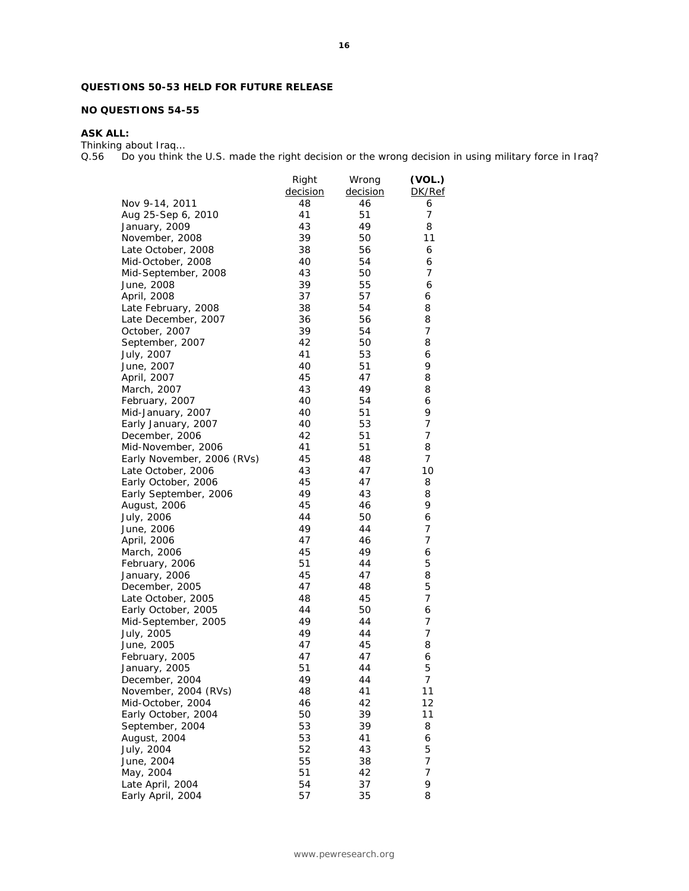**QUESTIONS 50-53 HELD FOR FUTURE RELEASE**

**NO QUESTIONS 54-55**

**ASK ALL:**

*Thinking about Iraq…*

Q.56 Do you think the U.S. made the right decision or the wrong decision in using military force in Iraq?

| | Right decision | Wrong decision | (VOL.) DK/Ref |
|---|---|---|---|
| Nov 9-14, 2011 | 48 | 46 | 6 |
| Aug 25-Sep 6, 2010 | 41 | 51 | 7 |
| January, 2009 | 43 | 49 | 8 |
| November, 2008 | 39 | 50 | 11 |
| Late October, 2008 | 38 | 56 | 6 |
| Mid-October, 2008 | 40 | 54 | 6 |
| Mid-September, 2008 | 43 | 50 | 7 |
| June, 2008 | 39 | 55 | 6 |
| April, 2008 | 37 | 57 | 6 |
| Late February, 2008 | 38 | 54 | 8 |
| Late December, 2007 | 36 | 56 | 8 |
| October, 2007 | 39 | 54 | 7 |
| September, 2007 | 42 | 50 | 8 |
| July, 2007 | 41 | 53 | 6 |
| June, 2007 | 40 | 51 | 9 |
| April, 2007 | 45 | 47 | 8 |
| March, 2007 | 43 | 49 | 8 |
| February, 2007 | 40 | 54 | 6 |
| Mid-January, 2007 | 40 | 51 | 9 |
| Early January, 2007 | 40 | 53 | 7 |
| December, 2006 | 42 | 51 | 7 |
| Mid-November, 2006 | 41 | 51 | 8 |
| Early November, 2006 (RVs) | 45 | 48 | 7 |
| Late October, 2006 | 43 | 47 | 10 |
| Early October, 2006 | 45 | 47 | 8 |
| Early September, 2006 | 49 | 43 | 8 |
| August, 2006 | 45 | 46 | 9 |
| July, 2006 | 44 | 50 | 6 |
| June, 2006 | 49 | 44 | 7 |
| April, 2006 | 47 | 46 | 7 |
| March, 2006 | 45 | 49 | 6 |
| February, 2006 | 51 | 44 | 5 |
| January, 2006 | 45 | 47 | 8 |
| December, 2005 | 47 | 48 | 5 |
| Late October, 2005 | 48 | 45 | 7 |
| Early October, 2005 | 44 | 50 | 6 |
| Mid-September, 2005 | 49 | 44 | 7 |
| July, 2005 | 49 | 44 | 7 |
| June, 2005 | 47 | 45 | 8 |
| February, 2005 | 47 | 47 | 6 |
| January, 2005 | 51 | 44 | 5 |
| December, 2004 | 49 | 44 | 7 |
| November, 2004 (RVs) | 48 | 41 | 11 |
| Mid-October, 2004 | 46 | 42 | 12 |
| Early October, 2004 | 50 | 39 | 11 |
| September, 2004 | 53 | 39 | 8 |
| August, 2004 | 53 | 41 | 6 |
| July, 2004 | 52 | 43 | 5 |
| June, 2004 | 55 | 38 | 7 |
| May, 2004 | 51 | 42 | 7 |
| Late April, 2004 | 54 | 37 | 9 |
| Early April, 2004 | 57 | 35 | 8 |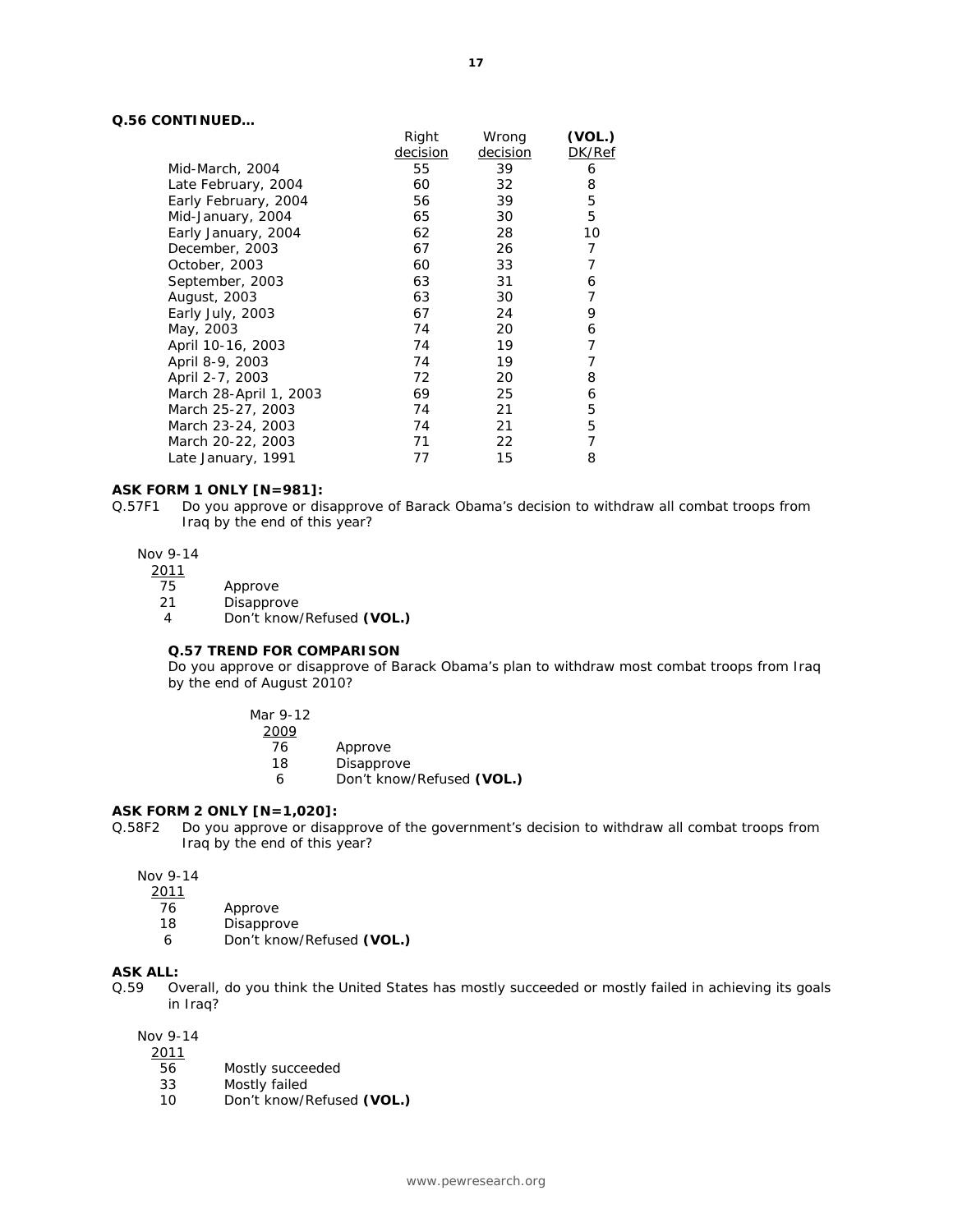**Q.56 CONTINUED…**

| | Right decision | Wrong decision | (VOL.) DK/Ref |
|---|---|---|---|
| Mid-March, 2004 | 55 | 39 | 6 |
| Late February, 2004 | 60 | 32 | 8 |
| Early February, 2004 | 56 | 39 | 5 |
| Mid-January, 2004 | 65 | 30 | 5 |
| Early January, 2004 | 62 | 28 | 10 |
| December, 2003 | 67 | 26 | 7 |
| October, 2003 | 60 | 33 | 7 |
| September, 2003 | 63 | 31 | 6 |
| August, 2003 | 63 | 30 | 7 |
| Early July, 2003 | 67 | 24 | 9 |
| May, 2003 | 74 | 20 | 6 |
| April 10-16, 2003 | 74 | 19 | 7 |
| April 8-9, 2003 | 74 | 19 | 7 |
| April 2-7, 2003 | 72 | 20 | 8 |
| March 28-April 1, 2003 | 69 | 25 | 6 |
| March 25-27, 2003 | 74 | 21 | 5 |
| March 23-24, 2003 | 74 | 21 | 5 |
| March 20-22, 2003 | 71 | 22 | 7 |
| Late January, 1991 | 77 | 15 | 8 |

**ASK FORM 1 ONLY [N=981]:**

Q.57F1 Do you approve or disapprove of Barack Obama's decision to withdraw all combat troops from Iraq by the end of this year?

| Nov 9-14 2011 | |
|---|---|
| 75 | Approve |
| 21 | Disapprove |
| 4 | Don't know/Refused **(VOL.)** |

**Q.57 TREND FOR COMPARISON**

Do you approve or disapprove of Barack Obama's plan to withdraw most combat troops from Iraq by the end of August 2010?

| Mar 9-12 2009 | |
|---|---|
| 76 | Approve |
| 18 | Disapprove |
| 6 | Don't know/Refused **(VOL.)** |

**ASK FORM 2 ONLY [N=1,020]:**

Q.58F2 Do you approve or disapprove of the government's decision to withdraw all combat troops from Iraq by the end of this year?

| Nov 9-14 2011 | |
|---|---|
| 76 | Approve |
| 18 | Disapprove |
| 6 | Don't know/Refused **(VOL.)** |

**ASK ALL:**

Q.59 Overall, do you think the United States has mostly succeeded or mostly failed in achieving its goals in Iraq?

| Nov 9-14 2011 | |
|---|---|
| 56 | Mostly succeeded |
| 33 | Mostly failed |
| 10 | Don't know/Refused **(VOL.)** |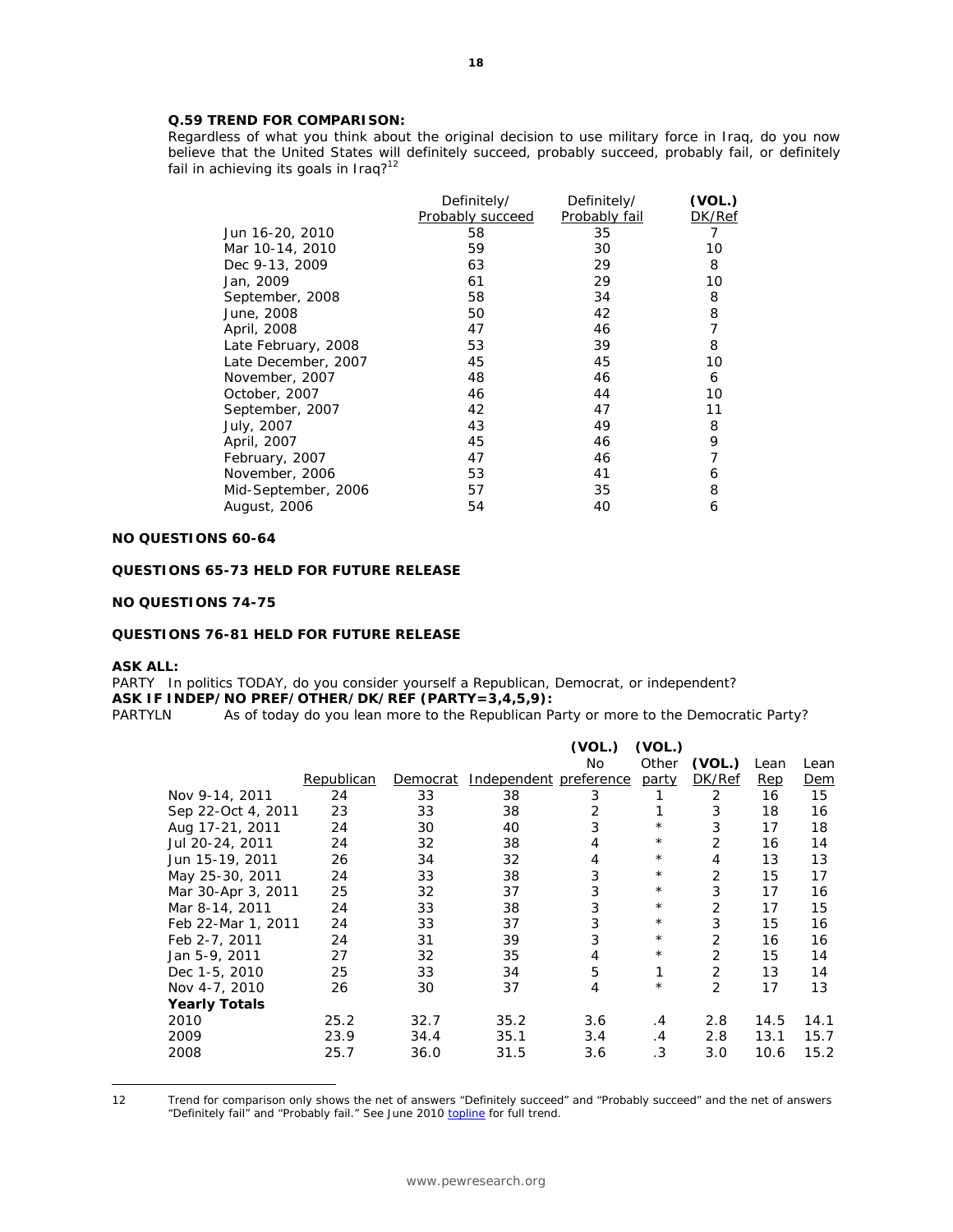**Q.59 TREND FOR COMPARISON:**

Regardless of what you think about the original decision to use military force in Iraq, do you now believe that the United States will definitely succeed, probably succeed, probably fail, or definitely fail in achieving its goals in Iraq?[12]

| | Definitely/ Probably succeed | Definitely/ Probably fail | (VOL.) DK/Ref |
|---|---|---|---|
| Jun 16-20, 2010 | 58 | 35 | 7 |
| Mar 10-14, 2010 | 59 | 30 | 10 |
| Dec 9-13, 2009 | 63 | 29 | 8 |
| Jan, 2009 | 61 | 29 | 10 |
| September, 2008 | 58 | 34 | 8 |
| June, 2008 | 50 | 42 | 8 |
| April, 2008 | 47 | 46 | 7 |
| Late February, 2008 | 53 | 39 | 8 |
| Late December, 2007 | 45 | 45 | 10 |
| November, 2007 | 48 | 46 | 6 |
| October, 2007 | 46 | 44 | 10 |
| September, 2007 | 42 | 47 | 11 |
| July, 2007 | 43 | 49 | 8 |
| April, 2007 | 45 | 46 | 9 |
| February, 2007 | 47 | 46 | 7 |
| November, 2006 | 53 | 41 | 6 |
| Mid-September, 2006 | 57 | 35 | 8 |
| August, 2006 | 54 | 40 | 6 |

**NO QUESTIONS 60-64**

**QUESTIONS 65-73 HELD FOR FUTURE RELEASE**

**NO QUESTIONS 74-75**

**QUESTIONS 76-81 HELD FOR FUTURE RELEASE**

**ASK ALL:**

PARTY In politics TODAY, do you consider yourself a Republican, Democrat, or independent?

**ASK IF INDEP/NO PREF/OTHER/DK/REF (PARTY=3,4,5,9):**

PARTYLN As of today do you lean more to the Republican Party or more to the Democratic Party?

| | Republican | Democrat | Independent | (VOL.) No preference | (VOL.) Other party | (VOL.) DK/Ref | Lean Rep | Lean Dem |
|---|---|---|---|---|---|---|---|---|
| Nov 9-14, 2011 | 24 | 33 | 38 | 3 | 1 | 2 | 16 | 15 |
| Sep 22-Oct 4, 2011 | 23 | 33 | 38 | 2 | 1 | 3 | 18 | 16 |
| Aug 17-21, 2011 | 24 | 30 | 40 | 3 | * | 3 | 17 | 18 |
| Jul 20-24, 2011 | 24 | 32 | 38 | 4 | * | 2 | 16 | 14 |
| Jun 15-19, 2011 | 26 | 34 | 32 | 4 | * | 4 | 13 | 13 |
| May 25-30, 2011 | 24 | 33 | 38 | 3 | * | 2 | 15 | 17 |
| Mar 30-Apr 3, 2011 | 25 | 32 | 37 | 3 | * | 3 | 17 | 16 |
| Mar 8-14, 2011 | 24 | 33 | 38 | 3 | * | 2 | 17 | 15 |
| Feb 22-Mar 1, 2011 | 24 | 33 | 37 | 3 | * | 3 | 15 | 16 |
| Feb 2-7, 2011 | 24 | 31 | 39 | 3 | * | 2 | 16 | 16 |
| Jan 5-9, 2011 | 27 | 32 | 35 | 4 | * | 2 | 15 | 14 |
| Dec 1-5, 2010 | 25 | 33 | 34 | 5 | 1 | 2 | 13 | 14 |
| Nov 4-7, 2010 | 26 | 30 | 37 | 4 | * | 2 | 17 | 13 |
| **Yearly Totals** | | | | | | | | |
| 2010 | 25.2 | 32.7 | 35.2 | 3.6 | .4 | 2.8 | 14.5 | 14.1 |
| 2009 | 23.9 | 34.4 | 35.1 | 3.4 | .4 | 2.8 | 13.1 | 15.7 |
| 2008 | 25.7 | 36.0 | 31.5 | 3.6 | .3 | 3.0 | 10.6 | 15.2 |

---

12 Trend for comparison only shows the net of answers "Definitely succeed" and "Probably succeed" and the net of answers "Definitely fail" and "Probably fail." See June 2010 topline for full trend.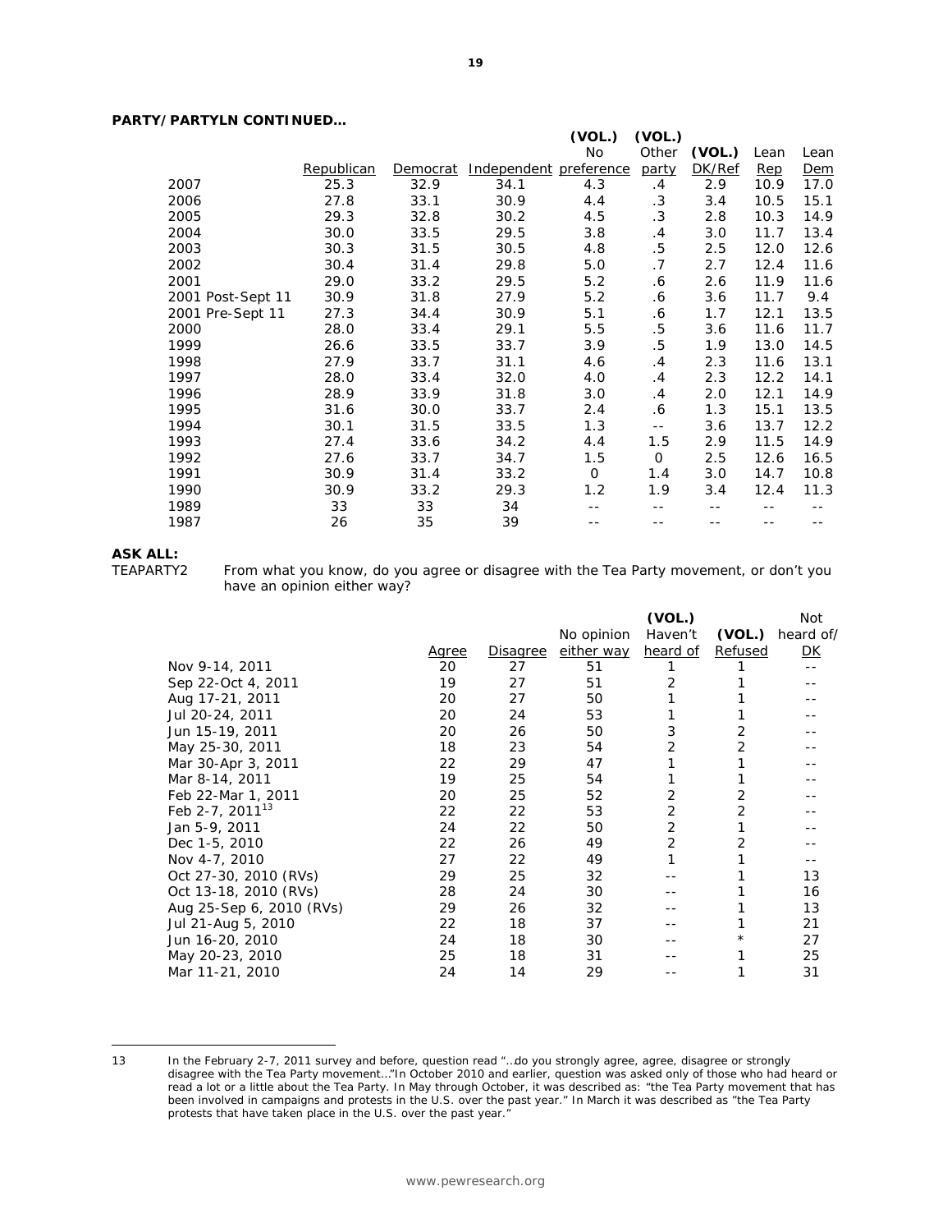**PARTY/PARTYLN CONTINUED…**

| | Republican | Democrat | Independent | (VOL.) No preference | (VOL.) Other party | (VOL.) DK/Ref | Lean Rep | Lean Dem |
|---|---|---|---|---|---|---|---|---|
| 2007 | 25.3 | 32.9 | 34.1 | 4.3 | .4 | 2.9 | 10.9 | 17.0 |
| 2006 | 27.8 | 33.1 | 30.9 | 4.4 | .3 | 3.4 | 10.5 | 15.1 |
| 2005 | 29.3 | 32.8 | 30.2 | 4.5 | .3 | 2.8 | 10.3 | 14.9 |
| 2004 | 30.0 | 33.5 | 29.5 | 3.8 | .4 | 3.0 | 11.7 | 13.4 |
| 2003 | 30.3 | 31.5 | 30.5 | 4.8 | .5 | 2.5 | 12.0 | 12.6 |
| 2002 | 30.4 | 31.4 | 29.8 | 5.0 | .7 | 2.7 | 12.4 | 11.6 |
| 2001 | 29.0 | 33.2 | 29.5 | 5.2 | .6 | 2.6 | 11.9 | 11.6 |
| 2001 Post-Sept 11 | 30.9 | 31.8 | 27.9 | 5.2 | .6 | 3.6 | 11.7 | 9.4 |
| 2001 Pre-Sept 11 | 27.3 | 34.4 | 30.9 | 5.1 | .6 | 1.7 | 12.1 | 13.5 |
| 2000 | 28.0 | 33.4 | 29.1 | 5.5 | .5 | 3.6 | 11.6 | 11.7 |
| 1999 | 26.6 | 33.5 | 33.7 | 3.9 | .5 | 1.9 | 13.0 | 14.5 |
| 1998 | 27.9 | 33.7 | 31.1 | 4.6 | .4 | 2.3 | 11.6 | 13.1 |
| 1997 | 28.0 | 33.4 | 32.0 | 4.0 | .4 | 2.3 | 12.2 | 14.1 |
| 1996 | 28.9 | 33.9 | 31.8 | 3.0 | .4 | 2.0 | 12.1 | 14.9 |
| 1995 | 31.6 | 30.0 | 33.7 | 2.4 | .6 | 1.3 | 15.1 | 13.5 |
| 1994 | 30.1 | 31.5 | 33.5 | 1.3 | -- | 3.6 | 13.7 | 12.2 |
| 1993 | 27.4 | 33.6 | 34.2 | 4.4 | 1.5 | 2.9 | 11.5 | 14.9 |
| 1992 | 27.6 | 33.7 | 34.7 | 1.5 | 0 | 2.5 | 12.6 | 16.5 |
| 1991 | 30.9 | 31.4 | 33.2 | 0 | 1.4 | 3.0 | 14.7 | 10.8 |
| 1990 | 30.9 | 33.2 | 29.3 | 1.2 | 1.9 | 3.4 | 12.4 | 11.3 |
| 1989 | 33 | 33 | 34 | -- | -- | -- | -- | -- |
| 1987 | 26 | 35 | 39 | -- | -- | -- | -- | -- |

**ASK ALL:**

TEAPARTY2 From what you know, do you agree or disagree with the Tea Party movement, or don't you have an opinion either way?

| | Agree | Disagree | No opinion either way | (VOL.) Haven't heard of | (VOL.) Refused | Not heard of/ DK |
|---|---|---|---|---|---|---|
| Nov 9-14, 2011 | 20 | 27 | 51 | 1 | 1 | -- |
| Sep 22-Oct 4, 2011 | 19 | 27 | 51 | 2 | 1 | -- |
| Aug 17-21, 2011 | 20 | 27 | 50 | 1 | 1 | -- |
| Jul 20-24, 2011 | 20 | 24 | 53 | 1 | 1 | -- |
| Jun 15-19, 2011 | 20 | 26 | 50 | 3 | 2 | -- |
| May 25-30, 2011 | 18 | 23 | 54 | 2 | 2 | -- |
| Mar 30-Apr 3, 2011 | 22 | 29 | 47 | 1 | 1 | -- |
| Mar 8-14, 2011 | 19 | 25 | 54 | 1 | 1 | -- |
| Feb 22-Mar 1, 2011 | 20 | 25 | 52 | 2 | 2 | -- |
| Feb 2-7, 2011[13] | 22 | 22 | 53 | 2 | 2 | -- |
| Jan 5-9, 2011 | 24 | 22 | 50 | 2 | 1 | -- |
| Dec 1-5, 2010 | 22 | 26 | 49 | 2 | 2 | -- |
| Nov 4-7, 2010 | 27 | 22 | 49 | 1 | 1 | -- |
| Oct 27-30, 2010 (RVs) | 29 | 25 | 32 | -- | 1 | 13 |
| Oct 13-18, 2010 (RVs) | 28 | 24 | 30 | -- | 1 | 16 |
| Aug 25-Sep 6, 2010 (RVs) | 29 | 26 | 32 | -- | 1 | 13 |
| Jul 21-Aug 5, 2010 | 22 | 18 | 37 | -- | 1 | 21 |
| Jun 16-20, 2010 | 24 | 18 | 30 | -- | * | 27 |
| May 20-23, 2010 | 25 | 18 | 31 | -- | 1 | 25 |
| Mar 11-21, 2010 | 24 | 14 | 29 | -- | 1 | 31 |

13 In the February 2-7, 2011 survey and before, question read "…do you strongly agree, agree, disagree or strongly disagree with the Tea Party movement…"In October 2010 and earlier, question was asked only of those who had heard or read a lot or a little about the Tea Party. In May through October, it was described as: "the Tea Party movement that has been involved in campaigns and protests in the U.S. over the past year." In March it was described as "the Tea Party protests that have taken place in the U.S. over the past year."